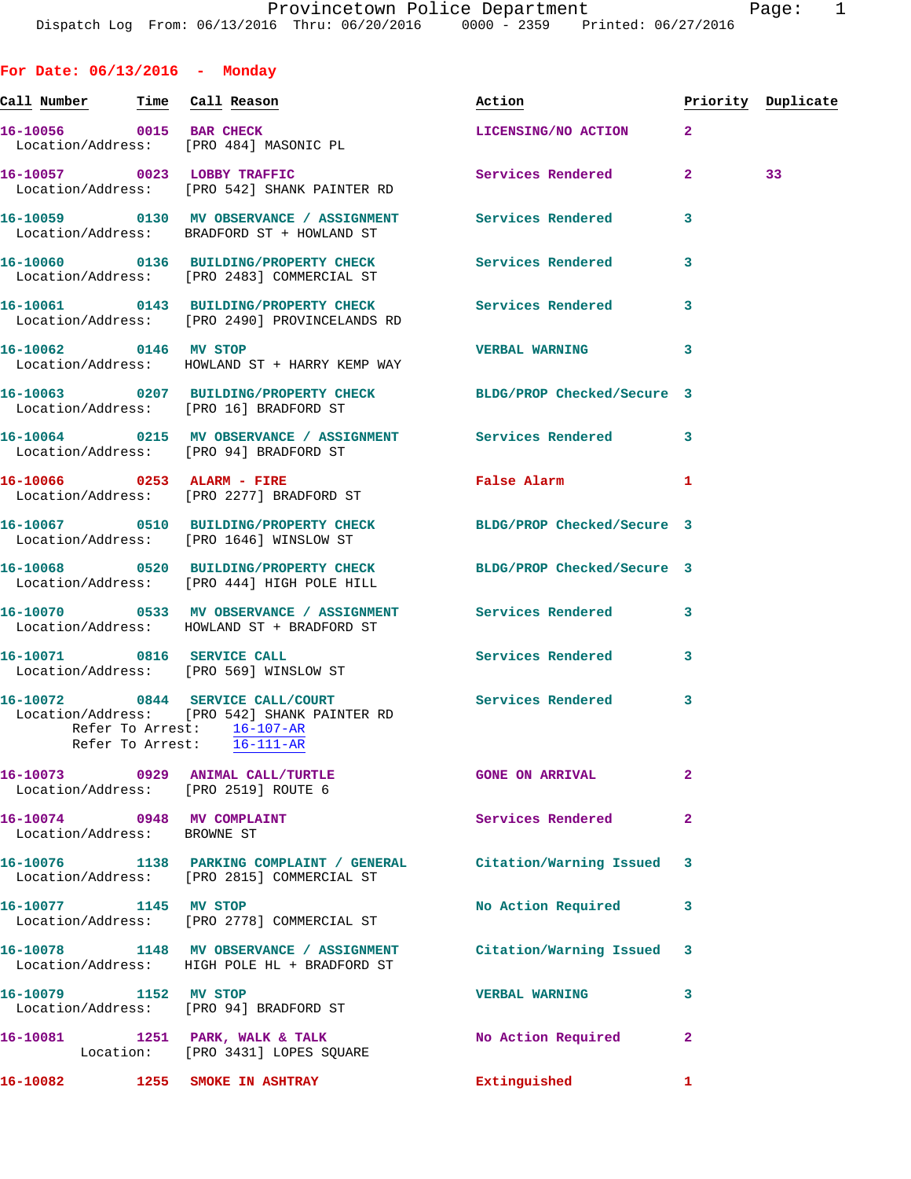Provincetown Police Department

Dispatch Log From: 06/13/2016 Thru: 06/20/2016 0000 - 2359 Printed: 06/27/2016

## For Date: 06/13/2016 - Monday

| Call Number | Time | Call Reason | Action | Priority | Duplicate |
|---|---|---|---|---|---|
| 16-10056 | 0015 | BAR CHECK<br>Location/Address: [PRO 484] MASONIC PL | LICENSING/NO ACTION | 2 | |
| 16-10057 | 0023 | LOBBY TRAFFIC<br>Location/Address: [PRO 542] SHANK PAINTER RD | Services Rendered | 2 | 33 |
| 16-10059 | 0130 | MV OBSERVANCE / ASSIGNMENT<br>Location/Address: BRADFORD ST + HOWLAND ST | Services Rendered | 3 | |
| 16-10060 | 0136 | BUILDING/PROPERTY CHECK<br>Location/Address: [PRO 2483] COMMERCIAL ST | Services Rendered | 3 | |
| 16-10061 | 0143 | BUILDING/PROPERTY CHECK<br>Location/Address: [PRO 2490] PROVINCELANDS RD | Services Rendered | 3 | |
| 16-10062 | 0146 | MV STOP<br>Location/Address: HOWLAND ST + HARRY KEMP WAY | VERBAL WARNING | 3 | |
| 16-10063 | 0207 | BUILDING/PROPERTY CHECK<br>Location/Address: [PRO 16] BRADFORD ST | BLDG/PROP Checked/Secure | 3 | |
| 16-10064 | 0215 | MV OBSERVANCE / ASSIGNMENT<br>Location/Address: [PRO 94] BRADFORD ST | Services Rendered | 3 | |
| 16-10066 | 0253 | ALARM - FIRE<br>Location/Address: [PRO 2277] BRADFORD ST | False Alarm | 1 | |
| 16-10067 | 0510 | BUILDING/PROPERTY CHECK<br>Location/Address: [PRO 1646] WINSLOW ST | BLDG/PROP Checked/Secure | 3 | |
| 16-10068 | 0520 | BUILDING/PROPERTY CHECK<br>Location/Address: [PRO 444] HIGH POLE HILL | BLDG/PROP Checked/Secure | 3 | |
| 16-10070 | 0533 | MV OBSERVANCE / ASSIGNMENT<br>Location/Address: HOWLAND ST + BRADFORD ST | Services Rendered | 3 | |
| 16-10071 | 0816 | SERVICE CALL<br>Location/Address: [PRO 569] WINSLOW ST | Services Rendered | 3 | |
| 16-10072 | 0844 | SERVICE CALL/COURT<br>Location/Address: [PRO 542] SHANK PAINTER RD<br>Refer To Arrest: 16-107-AR<br>Refer To Arrest: 16-111-AR | Services Rendered | 3 | |
| 16-10073 | 0929 | ANIMAL CALL/TURTLE<br>Location/Address: [PRO 2519] ROUTE 6 | GONE ON ARRIVAL | 2 | |
| 16-10074 | 0948 | MV COMPLAINT<br>Location/Address: BROWNE ST | Services Rendered | 2 | |
| 16-10076 | 1138 | PARKING COMPLAINT / GENERAL<br>Location/Address: [PRO 2815] COMMERCIAL ST | Citation/Warning Issued | 3 | |
| 16-10077 | 1145 | MV STOP<br>Location/Address: [PRO 2778] COMMERCIAL ST | No Action Required | 3 | |
| 16-10078 | 1148 | MV OBSERVANCE / ASSIGNMENT<br>Location/Address: HIGH POLE HL + BRADFORD ST | Citation/Warning Issued | 3 | |
| 16-10079 | 1152 | MV STOP<br>Location/Address: [PRO 94] BRADFORD ST | VERBAL WARNING | 3 | |
| 16-10081 | 1251 | PARK, WALK & TALK<br>Location: [PRO 3431] LOPES SQUARE | No Action Required | 2 | |
| 16-10082 | 1255 | SMOKE IN ASHTRAY | Extinguished | 1 | |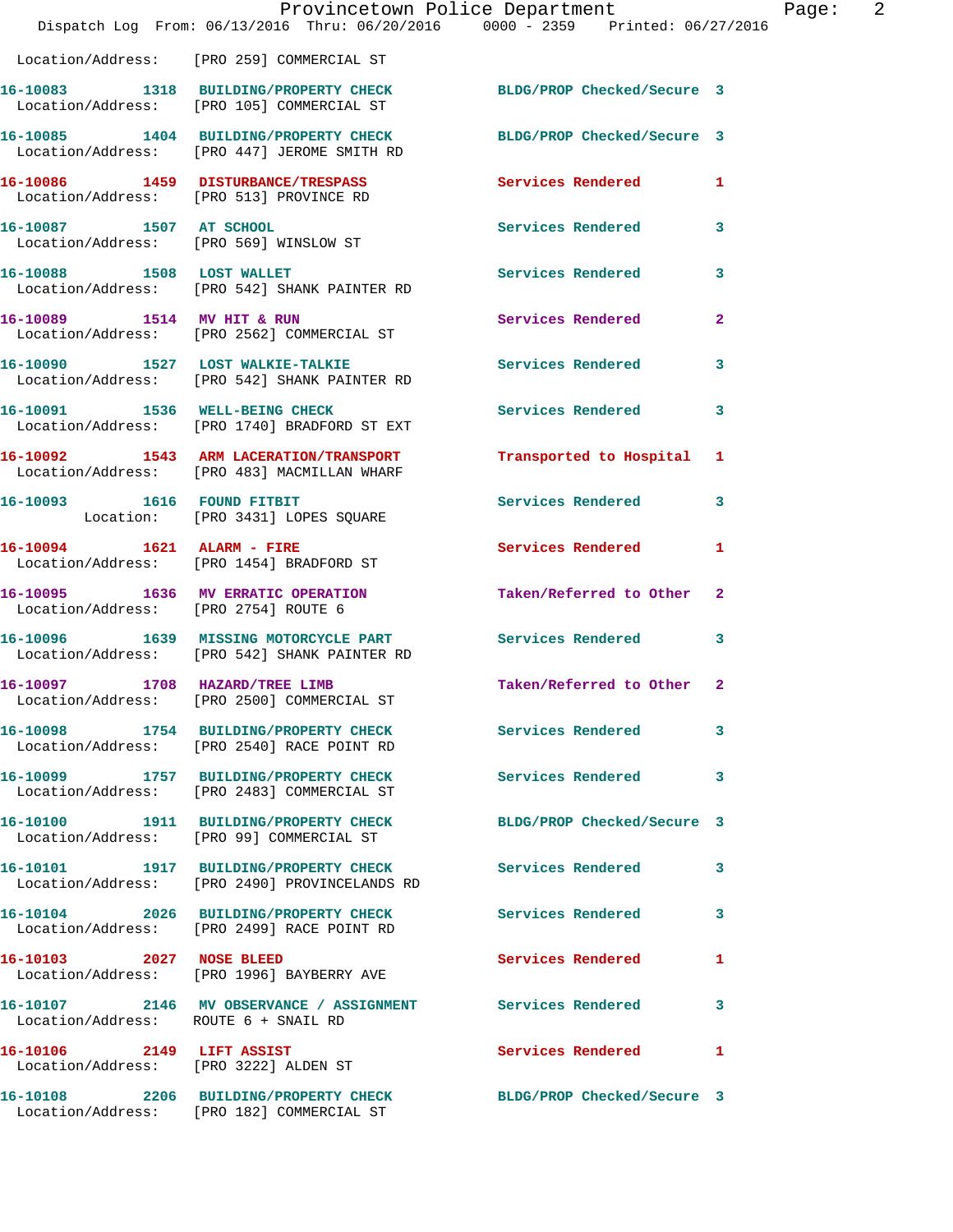Location/Address: [PRO 259] COMMERCIAL ST

16-10083 1318 BUILDING/PROPERTY CHECK BLDG/PROP Checked/Secure 3
Location/Address: [PRO 105] COMMERCIAL ST

16-10085 1404 BUILDING/PROPERTY CHECK BLDG/PROP Checked/Secure 3
Location/Address: [PRO 447] JEROME SMITH RD

16-10086 1459 DISTURBANCE/TRESPASS Services Rendered 1
Location/Address: [PRO 513] PROVINCE RD

16-10087 1507 AT SCHOOL Services Rendered 3
Location/Address: [PRO 569] WINSLOW ST

16-10088 1508 LOST WALLET Services Rendered 3
Location/Address: [PRO 542] SHANK PAINTER RD

16-10089 1514 MV HIT & RUN Services Rendered 2
Location/Address: [PRO 2562] COMMERCIAL ST

16-10090 1527 LOST WALKIE-TALKIE Services Rendered 3
Location/Address: [PRO 542] SHANK PAINTER RD

16-10091 1536 WELL-BEING CHECK Services Rendered 3
Location/Address: [PRO 1740] BRADFORD ST EXT

16-10092 1543 ARM LACERATION/TRANSPORT Transported to Hospital 1
Location/Address: [PRO 483] MACMILLAN WHARF

16-10093 1616 FOUND FITBIT Services Rendered 3
Location: [PRO 3431] LOPES SQUARE

16-10094 1621 ALARM - FIRE Services Rendered 1
Location/Address: [PRO 1454] BRADFORD ST

16-10095 1636 MV ERRATIC OPERATION Taken/Referred to Other 2
Location/Address: [PRO 2754] ROUTE 6

16-10096 1639 MISSING MOTORCYCLE PART Services Rendered 3
Location/Address: [PRO 542] SHANK PAINTER RD

16-10097 1708 HAZARD/TREE LIMB Taken/Referred to Other 2
Location/Address: [PRO 2500] COMMERCIAL ST

16-10098 1754 BUILDING/PROPERTY CHECK Services Rendered 3
Location/Address: [PRO 2540] RACE POINT RD

16-10099 1757 BUILDING/PROPERTY CHECK Services Rendered 3
Location/Address: [PRO 2483] COMMERCIAL ST

16-10100 1911 BUILDING/PROPERTY CHECK BLDG/PROP Checked/Secure 3
Location/Address: [PRO 99] COMMERCIAL ST

16-10101 1917 BUILDING/PROPERTY CHECK Services Rendered 3
Location/Address: [PRO 2490] PROVINCELANDS RD

16-10104 2026 BUILDING/PROPERTY CHECK Services Rendered 3
Location/Address: [PRO 2499] RACE POINT RD

16-10103 2027 NOSE BLEED Services Rendered 1
Location/Address: [PRO 1996] BAYBERRY AVE

16-10107 2146 MV OBSERVANCE / ASSIGNMENT Services Rendered 3
Location/Address: ROUTE 6 + SNAIL RD

16-10106 2149 LIFT ASSIST Services Rendered 1
Location/Address: [PRO 3222] ALDEN ST

16-10108 2206 BUILDING/PROPERTY CHECK BLDG/PROP Checked/Secure 3
Location/Address: [PRO 182] COMMERCIAL ST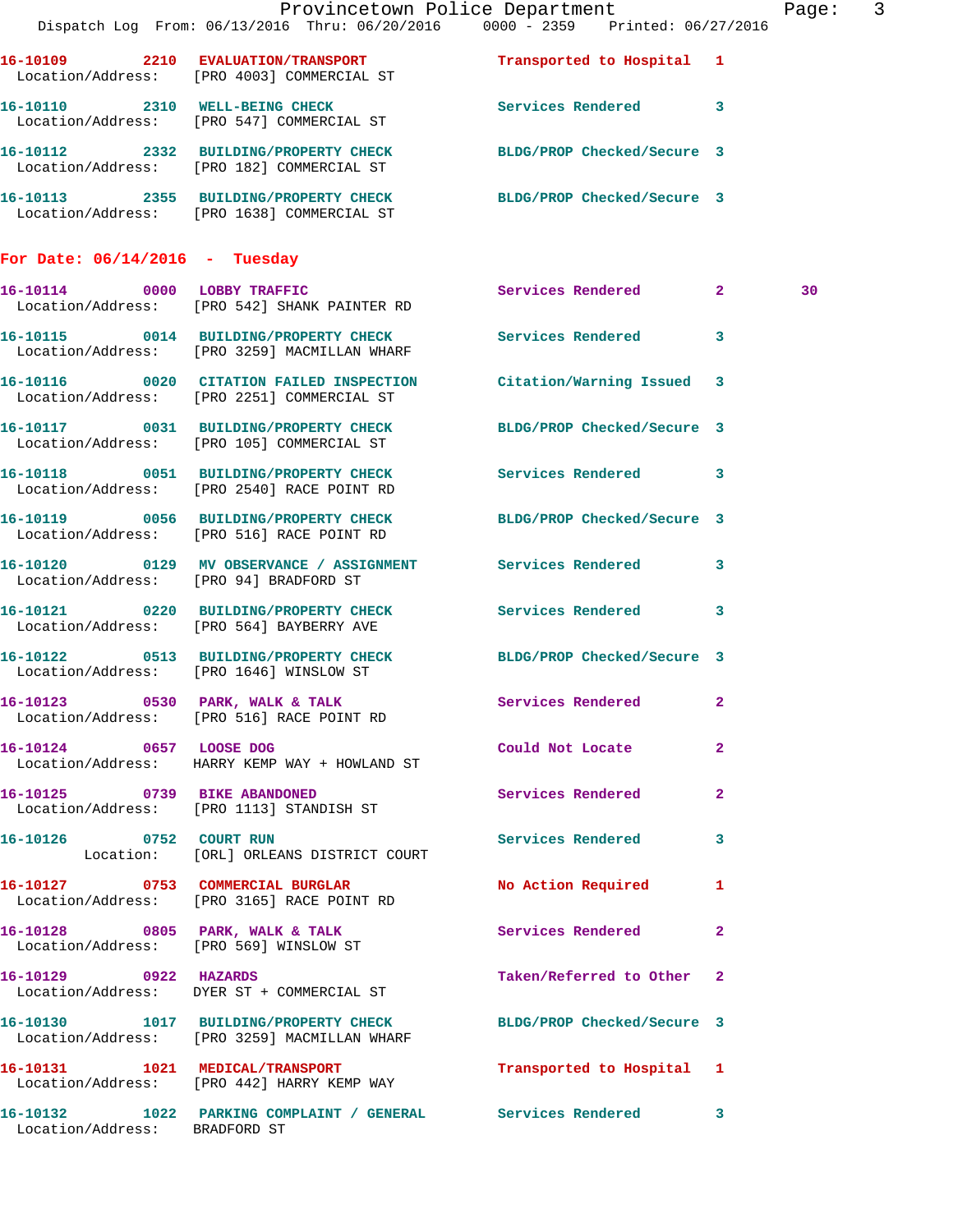16-10109 2210 **EVALUATION/TRANSPORT** Transported to Hospital 1
Location/Address: [PRO 4003] COMMERCIAL ST

16-10110 2310 **WELL-BEING CHECK** Services Rendered 3
Location/Address: [PRO 547] COMMERCIAL ST

16-10112 2332 **BUILDING/PROPERTY CHECK** BLDG/PROP Checked/Secure 3
Location/Address: [PRO 182] COMMERCIAL ST

16-10113 2355 **BUILDING/PROPERTY CHECK** BLDG/PROP Checked/Secure 3
Location/Address: [PRO 1638] COMMERCIAL ST

## For Date: 06/14/2016 - Tuesday

16-10114 0000 **LOBBY TRAFFIC** Services Rendered 2 30
Location/Address: [PRO 542] SHANK PAINTER RD

16-10115 0014 **BUILDING/PROPERTY CHECK** Services Rendered 3
Location/Address: [PRO 3259] MACMILLAN WHARF

16-10116 0020 **CITATION FAILED INSPECTION** Citation/Warning Issued 3
Location/Address: [PRO 2251] COMMERCIAL ST

16-10117 0031 **BUILDING/PROPERTY CHECK** BLDG/PROP Checked/Secure 3
Location/Address: [PRO 105] COMMERCIAL ST

16-10118 0051 **BUILDING/PROPERTY CHECK** Services Rendered 3
Location/Address: [PRO 2540] RACE POINT RD

16-10119 0056 **BUILDING/PROPERTY CHECK** BLDG/PROP Checked/Secure 3
Location/Address: [PRO 516] RACE POINT RD

16-10120 0129 **MV OBSERVANCE / ASSIGNMENT** Services Rendered 3
Location/Address: [PRO 94] BRADFORD ST

16-10121 0220 **BUILDING/PROPERTY CHECK** Services Rendered 3
Location/Address: [PRO 564] BAYBERRY AVE

16-10122 0513 **BUILDING/PROPERTY CHECK** BLDG/PROP Checked/Secure 3
Location/Address: [PRO 1646] WINSLOW ST

16-10123 0530 **PARK, WALK & TALK** Services Rendered 2
Location/Address: [PRO 516] RACE POINT RD

16-10124 0657 **LOOSE DOG** Could Not Locate 2
Location/Address: HARRY KEMP WAY + HOWLAND ST

16-10125 0739 **BIKE ABANDONED** Services Rendered 2
Location/Address: [PRO 1113] STANDISH ST

16-10126 0752 **COURT RUN** Services Rendered 3
Location: [ORL] ORLEANS DISTRICT COURT

16-10127 0753 **COMMERCIAL BURGLAR** No Action Required 1
Location/Address: [PRO 3165] RACE POINT RD

16-10128 0805 **PARK, WALK & TALK** Services Rendered 2
Location/Address: [PRO 569] WINSLOW ST

16-10129 0922 **HAZARDS** Taken/Referred to Other 2
Location/Address: DYER ST + COMMERCIAL ST

16-10130 1017 **BUILDING/PROPERTY CHECK** BLDG/PROP Checked/Secure 3
Location/Address: [PRO 3259] MACMILLAN WHARF

16-10131 1021 **MEDICAL/TRANSPORT** Transported to Hospital 1
Location/Address: [PRO 442] HARRY KEMP WAY

16-10132 1022 **PARKING COMPLAINT / GENERAL** Services Rendered 3
Location/Address: BRADFORD ST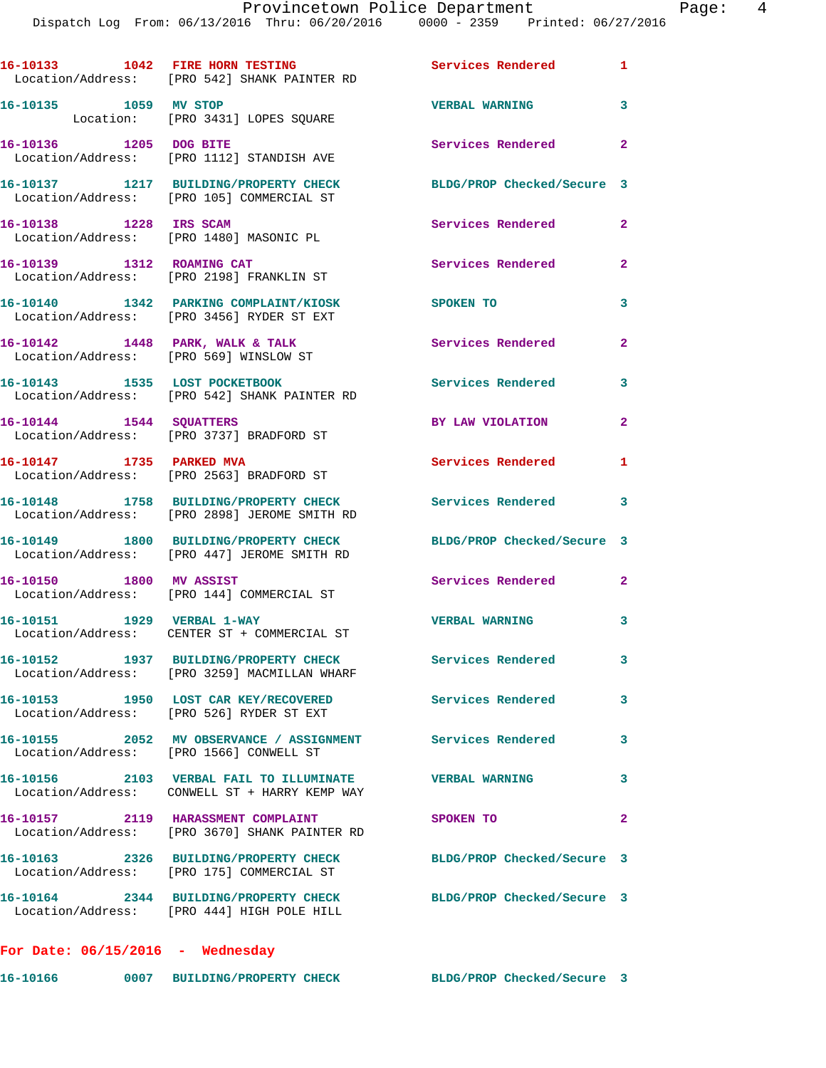16-10133 1042 FIRE HORN TESTING Services Rendered 1
Location/Address: [PRO 542] SHANK PAINTER RD

16-10135 1059 MV STOP VERBAL WARNING 3
Location: [PRO 3431] LOPES SQUARE

16-10136 1205 DOG BITE Services Rendered 2
Location/Address: [PRO 1112] STANDISH AVE

16-10137 1217 BUILDING/PROPERTY CHECK BLDG/PROP Checked/Secure 3
Location/Address: [PRO 105] COMMERCIAL ST

16-10138 1228 IRS SCAM Services Rendered 2
Location/Address: [PRO 1480] MASONIC PL

16-10139 1312 ROAMING CAT Services Rendered 2
Location/Address: [PRO 2198] FRANKLIN ST

16-10140 1342 PARKING COMPLAINT/KIOSK SPOKEN TO 3
Location/Address: [PRO 3456] RYDER ST EXT

16-10142 1448 PARK, WALK & TALK Services Rendered 2
Location/Address: [PRO 569] WINSLOW ST

16-10143 1535 LOST POCKETBOOK Services Rendered 3
Location/Address: [PRO 542] SHANK PAINTER RD

16-10144 1544 SQUATTERS BY LAW VIOLATION 2
Location/Address: [PRO 3737] BRADFORD ST

16-10147 1735 PARKED MVA Services Rendered 1
Location/Address: [PRO 2563] BRADFORD ST

16-10148 1758 BUILDING/PROPERTY CHECK Services Rendered 3
Location/Address: [PRO 2898] JEROME SMITH RD

16-10149 1800 BUILDING/PROPERTY CHECK BLDG/PROP Checked/Secure 3
Location/Address: [PRO 447] JEROME SMITH RD

16-10150 1800 MV ASSIST Services Rendered 2
Location/Address: [PRO 144] COMMERCIAL ST

16-10151 1929 VERBAL 1-WAY VERBAL WARNING 3
Location/Address: CENTER ST + COMMERCIAL ST

16-10152 1937 BUILDING/PROPERTY CHECK Services Rendered 3
Location/Address: [PRO 3259] MACMILLAN WHARF

16-10153 1950 LOST CAR KEY/RECOVERED Services Rendered 3
Location/Address: [PRO 526] RYDER ST EXT

16-10155 2052 MV OBSERVANCE / ASSIGNMENT Services Rendered 3
Location/Address: [PRO 1566] CONWELL ST

16-10156 2103 VERBAL FAIL TO ILLUMINATE VERBAL WARNING 3
Location/Address: CONWELL ST + HARRY KEMP WAY

16-10157 2119 HARASSMENT COMPLAINT SPOKEN TO 2
Location/Address: [PRO 3670] SHANK PAINTER RD

16-10163 2326 BUILDING/PROPERTY CHECK BLDG/PROP Checked/Secure 3
Location/Address: [PRO 175] COMMERCIAL ST

16-10164 2344 BUILDING/PROPERTY CHECK BLDG/PROP Checked/Secure 3
Location/Address: [PRO 444] HIGH POLE HILL

**For Date: 06/15/2016 - Wednesday**

16-10166 0007 BUILDING/PROPERTY CHECK BLDG/PROP Checked/Secure 3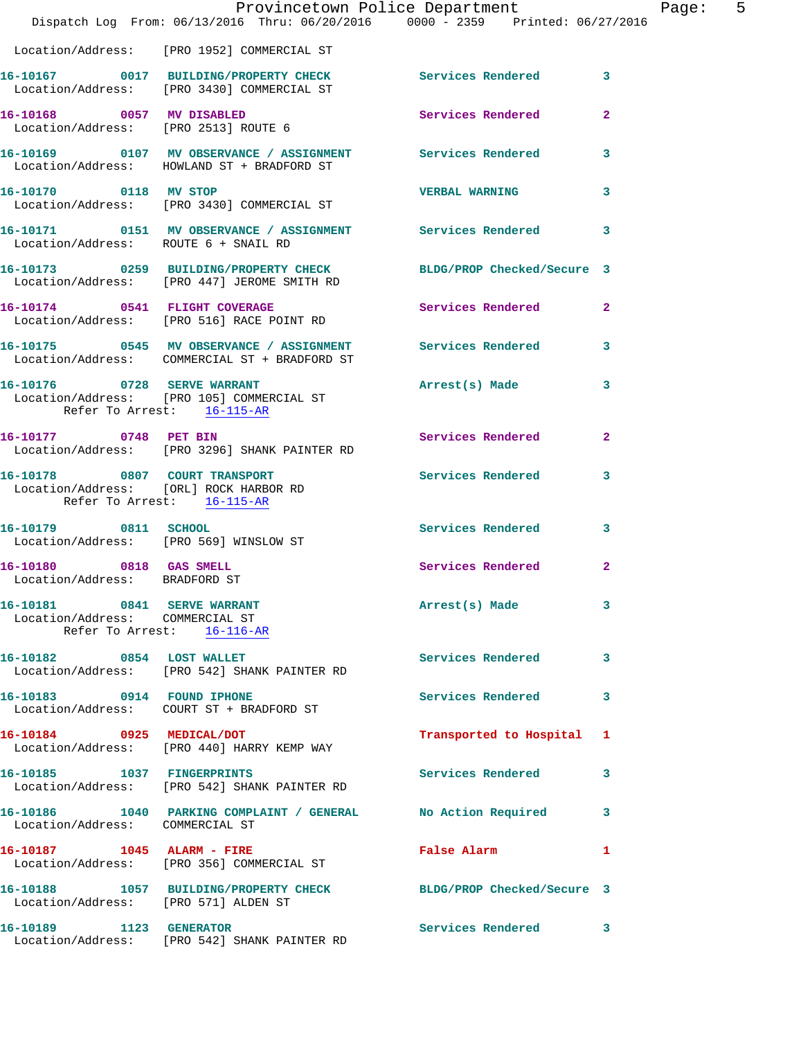Location/Address: [PRO 1952] COMMERCIAL ST

| Call # | Time | Call Reason | Action | Priority |
|---|---|---|---|---|
| 16-10167 | 0017 | BUILDING/PROPERTY CHECK | Services Rendered | 3 |
| Location/Address: [PRO 3430] COMMERCIAL ST | | | | |
| 16-10168 | 0057 | MV DISABLED | Services Rendered | 2 |
| Location/Address: [PRO 2513] ROUTE 6 | | | | |
| 16-10169 | 0107 | MV OBSERVANCE / ASSIGNMENT | Services Rendered | 3 |
| Location/Address: HOWLAND ST + BRADFORD ST | | | | |
| 16-10170 | 0118 | MV STOP | VERBAL WARNING | 3 |
| Location/Address: [PRO 3430] COMMERCIAL ST | | | | |
| 16-10171 | 0151 | MV OBSERVANCE / ASSIGNMENT | Services Rendered | 3 |
| Location/Address: ROUTE 6 + SNAIL RD | | | | |
| 16-10173 | 0259 | BUILDING/PROPERTY CHECK | BLDG/PROP Checked/Secure | 3 |
| Location/Address: [PRO 447] JEROME SMITH RD | | | | |
| 16-10174 | 0541 | FLIGHT COVERAGE | Services Rendered | 2 |
| Location/Address: [PRO 516] RACE POINT RD | | | | |
| 16-10175 | 0545 | MV OBSERVANCE / ASSIGNMENT | Services Rendered | 3 |
| Location/Address: COMMERCIAL ST + BRADFORD ST | | | | |
| 16-10176 | 0728 | SERVE WARRANT | Arrest(s) Made | 3 |
| Location/Address: [PRO 105] COMMERCIAL ST; Refer To Arrest: 16-115-AR | | | | |
| 16-10177 | 0748 | PET BIN | Services Rendered | 2 |
| Location/Address: [PRO 3296] SHANK PAINTER RD | | | | |
| 16-10178 | 0807 | COURT TRANSPORT | Services Rendered | 3 |
| Location/Address: [ORL] ROCK HARBOR RD; Refer To Arrest: 16-115-AR | | | | |
| 16-10179 | 0811 | SCHOOL | Services Rendered | 3 |
| Location/Address: [PRO 569] WINSLOW ST | | | | |
| 16-10180 | 0818 | GAS SMELL | Services Rendered | 2 |
| Location/Address: BRADFORD ST | | | | |
| 16-10181 | 0841 | SERVE WARRANT | Arrest(s) Made | 3 |
| Location/Address: COMMERCIAL ST; Refer To Arrest: 16-116-AR | | | | |
| 16-10182 | 0854 | LOST WALLET | Services Rendered | 3 |
| Location/Address: [PRO 542] SHANK PAINTER RD | | | | |
| 16-10183 | 0914 | FOUND IPHONE | Services Rendered | 3 |
| Location/Address: COURT ST + BRADFORD ST | | | | |
| 16-10184 | 0925 | MEDICAL/DOT | Transported to Hospital | 1 |
| Location/Address: [PRO 440] HARRY KEMP WAY | | | | |
| 16-10185 | 1037 | FINGERPRINTS | Services Rendered | 3 |
| Location/Address: [PRO 542] SHANK PAINTER RD | | | | |
| 16-10186 | 1040 | PARKING COMPLAINT / GENERAL | No Action Required | 3 |
| Location/Address: COMMERCIAL ST | | | | |
| 16-10187 | 1045 | ALARM - FIRE | False Alarm | 1 |
| Location/Address: [PRO 356] COMMERCIAL ST | | | | |
| 16-10188 | 1057 | BUILDING/PROPERTY CHECK | BLDG/PROP Checked/Secure | 3 |
| Location/Address: [PRO 571] ALDEN ST | | | | |
| 16-10189 | 1123 | GENERATOR | Services Rendered | 3 |
| Location/Address: [PRO 542] SHANK PAINTER RD | | | | |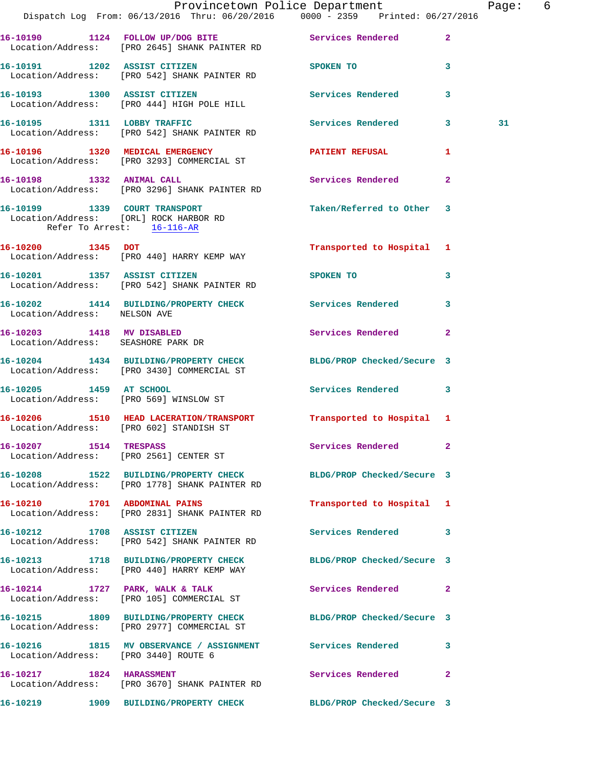16-10190 1124 FOLLOW UP/DOG BITE Services Rendered 2
Location/Address: [PRO 2645] SHANK PAINTER RD

16-10191 1202 ASSIST CITIZEN SPOKEN TO 3
Location/Address: [PRO 542] SHANK PAINTER RD

16-10193 1300 ASSIST CITIZEN Services Rendered 3
Location/Address: [PRO 444] HIGH POLE HILL

16-10195 1311 LOBBY TRAFFIC Services Rendered 3 31
Location/Address: [PRO 542] SHANK PAINTER RD

16-10196 1320 MEDICAL EMERGENCY PATIENT REFUSAL 1
Location/Address: [PRO 3293] COMMERCIAL ST

16-10198 1332 ANIMAL CALL Services Rendered 2
Location/Address: [PRO 3296] SHANK PAINTER RD

16-10199 1339 COURT TRANSPORT Taken/Referred to Other 3
Location/Address: [ORL] ROCK HARBOR RD
Refer To Arrest: 16-116-AR

16-10200 1345 DOT Transported to Hospital 1
Location/Address: [PRO 440] HARRY KEMP WAY

16-10201 1357 ASSIST CITIZEN SPOKEN TO 3
Location/Address: [PRO 542] SHANK PAINTER RD

16-10202 1414 BUILDING/PROPERTY CHECK Services Rendered 3
Location/Address: NELSON AVE

16-10203 1418 MV DISABLED Services Rendered 2
Location/Address: SEASHORE PARK DR

16-10204 1434 BUILDING/PROPERTY CHECK BLDG/PROP Checked/Secure 3
Location/Address: [PRO 3430] COMMERCIAL ST

16-10205 1459 AT SCHOOL Services Rendered 3
Location/Address: [PRO 569] WINSLOW ST

16-10206 1510 HEAD LACERATION/TRANSPORT Transported to Hospital 1
Location/Address: [PRO 602] STANDISH ST

16-10207 1514 TRESPASS Services Rendered 2
Location/Address: [PRO 2561] CENTER ST

16-10208 1522 BUILDING/PROPERTY CHECK BLDG/PROP Checked/Secure 3
Location/Address: [PRO 1778] SHANK PAINTER RD

16-10210 1701 ABDOMINAL PAINS Transported to Hospital 1
Location/Address: [PRO 2831] SHANK PAINTER RD

16-10212 1708 ASSIST CITIZEN Services Rendered 3
Location/Address: [PRO 542] SHANK PAINTER RD

16-10213 1718 BUILDING/PROPERTY CHECK BLDG/PROP Checked/Secure 3
Location/Address: [PRO 440] HARRY KEMP WAY

16-10214 1727 PARK, WALK & TALK Services Rendered 2
Location/Address: [PRO 105] COMMERCIAL ST

16-10215 1809 BUILDING/PROPERTY CHECK BLDG/PROP Checked/Secure 3
Location/Address: [PRO 2977] COMMERCIAL ST

16-10216 1815 MV OBSERVANCE / ASSIGNMENT Services Rendered 3
Location/Address: [PRO 3440] ROUTE 6

16-10217 1824 HARASSMENT Services Rendered 2
Location/Address: [PRO 3670] SHANK PAINTER RD

16-10219 1909 BUILDING/PROPERTY CHECK BLDG/PROP Checked/Secure 3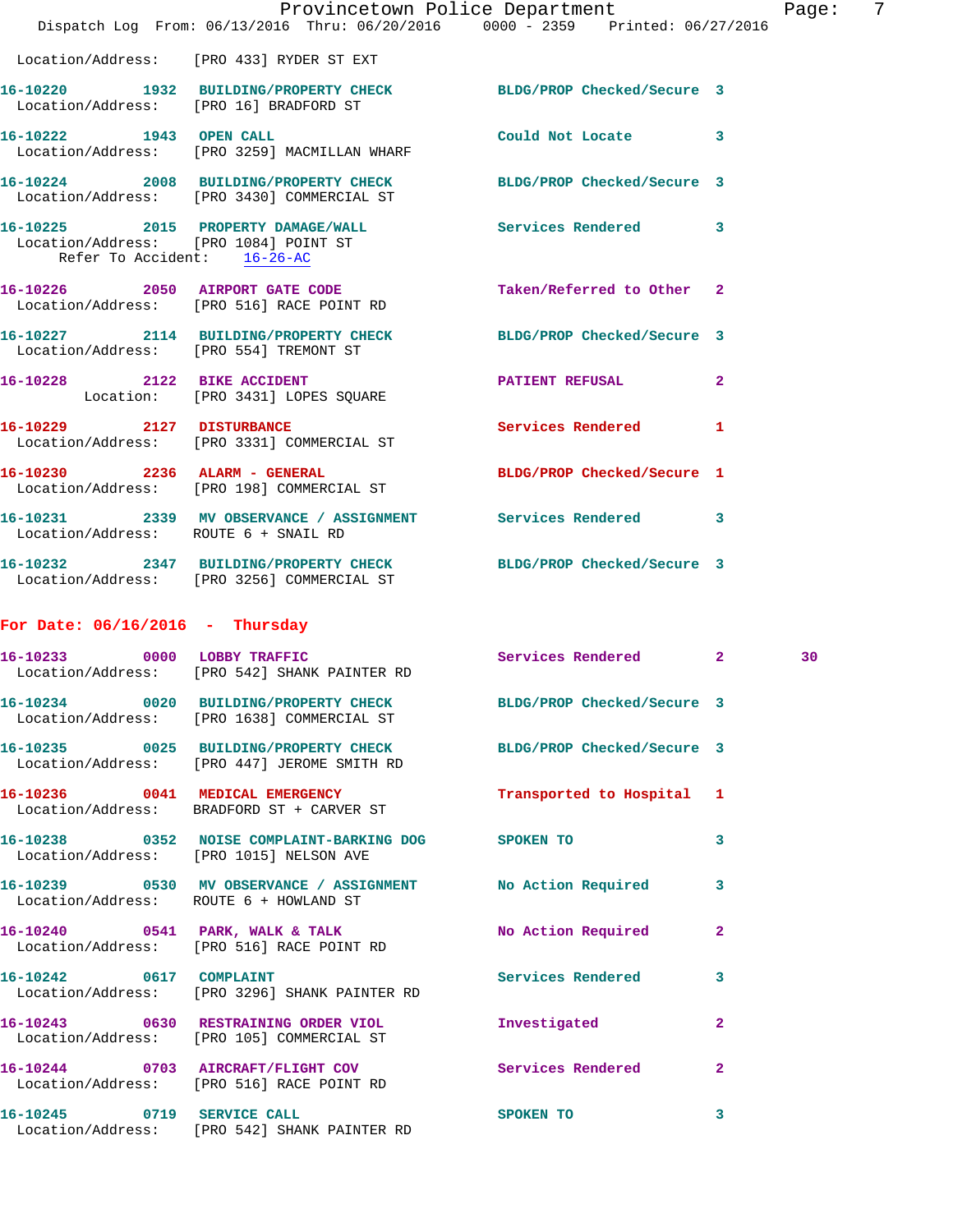Location/Address: [PRO 433] RYDER ST EXT

**16-10220** 1932 **BUILDING/PROPERTY CHECK** BLDG/PROP Checked/Secure 3
Location/Address: [PRO 16] BRADFORD ST

**16-10222** 1943 **OPEN CALL** Could Not Locate 3
Location/Address: [PRO 3259] MACMILLAN WHARF

**16-10224** 2008 **BUILDING/PROPERTY CHECK** BLDG/PROP Checked/Secure 3
Location/Address: [PRO 3430] COMMERCIAL ST

**16-10225** 2015 **PROPERTY DAMAGE/WALL** Services Rendered 3
Location/Address: [PRO 1084] POINT ST
Refer To Accident: 16-26-AC

**16-10226** 2050 **AIRPORT GATE CODE** Taken/Referred to Other 2
Location/Address: [PRO 516] RACE POINT RD

**16-10227** 2114 **BUILDING/PROPERTY CHECK** BLDG/PROP Checked/Secure 3
Location/Address: [PRO 554] TREMONT ST

**16-10228** 2122 **BIKE ACCIDENT** PATIENT REFUSAL 2
Location: [PRO 3431] LOPES SQUARE

**16-10229** 2127 **DISTURBANCE** Services Rendered 1
Location/Address: [PRO 3331] COMMERCIAL ST

**16-10230** 2236 **ALARM - GENERAL** BLDG/PROP Checked/Secure 1
Location/Address: [PRO 198] COMMERCIAL ST

**16-10231** 2339 **MV OBSERVANCE / ASSIGNMENT** Services Rendered 3
Location/Address: ROUTE 6 + SNAIL RD

**16-10232** 2347 **BUILDING/PROPERTY CHECK** BLDG/PROP Checked/Secure 3
Location/Address: [PRO 3256] COMMERCIAL ST

## For Date: 06/16/2016 - Thursday

**16-10233** 0000 **LOBBY TRAFFIC** Services Rendered 2 30
Location/Address: [PRO 542] SHANK PAINTER RD

**16-10234** 0020 **BUILDING/PROPERTY CHECK** BLDG/PROP Checked/Secure 3
Location/Address: [PRO 1638] COMMERCIAL ST

**16-10235** 0025 **BUILDING/PROPERTY CHECK** BLDG/PROP Checked/Secure 3
Location/Address: [PRO 447] JEROME SMITH RD

**16-10236** 0041 **MEDICAL EMERGENCY** Transported to Hospital 1
Location/Address: BRADFORD ST + CARVER ST

**16-10238** 0352 **NOISE COMPLAINT-BARKING DOG** SPOKEN TO 3
Location/Address: [PRO 1015] NELSON AVE

**16-10239** 0530 **MV OBSERVANCE / ASSIGNMENT** No Action Required 3
Location/Address: ROUTE 6 + HOWLAND ST

**16-10240** 0541 **PARK, WALK & TALK** No Action Required 2
Location/Address: [PRO 516] RACE POINT RD

**16-10242** 0617 **COMPLAINT** Services Rendered 3
Location/Address: [PRO 3296] SHANK PAINTER RD

**16-10243** 0630 **RESTRAINING ORDER VIOL** Investigated 2
Location/Address: [PRO 105] COMMERCIAL ST

**16-10244** 0703 **AIRCRAFT/FLIGHT COV** Services Rendered 2
Location/Address: [PRO 516] RACE POINT RD

**16-10245** 0719 **SERVICE CALL** SPOKEN TO 3
Location/Address: [PRO 542] SHANK PAINTER RD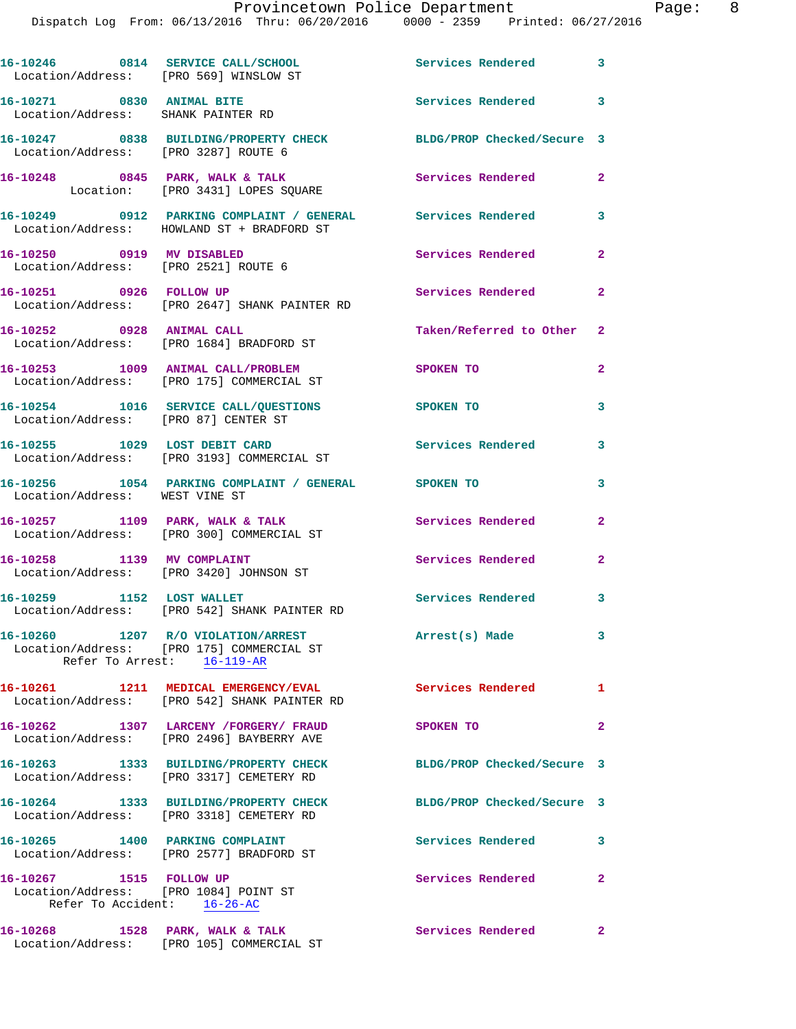16-10246 0814 SERVICE CALL/SCHOOL Services Rendered 3
Location/Address: [PRO 569] WINSLOW ST

16-10271 0830 ANIMAL BITE Services Rendered 3
Location/Address: SHANK PAINTER RD

16-10247 0838 BUILDING/PROPERTY CHECK BLDG/PROP Checked/Secure 3
Location/Address: [PRO 3287] ROUTE 6

16-10248 0845 PARK, WALK & TALK Services Rendered 2
Location: [PRO 3431] LOPES SQUARE

16-10249 0912 PARKING COMPLAINT / GENERAL Services Rendered 3
Location/Address: HOWLAND ST + BRADFORD ST

16-10250 0919 MV DISABLED Services Rendered 2
Location/Address: [PRO 2521] ROUTE 6

16-10251 0926 FOLLOW UP Services Rendered 2
Location/Address: [PRO 2647] SHANK PAINTER RD

16-10252 0928 ANIMAL CALL Taken/Referred to Other 2
Location/Address: [PRO 1684] BRADFORD ST

16-10253 1009 ANIMAL CALL/PROBLEM SPOKEN TO 2
Location/Address: [PRO 175] COMMERCIAL ST

16-10254 1016 SERVICE CALL/QUESTIONS SPOKEN TO 3
Location/Address: [PRO 87] CENTER ST

16-10255 1029 LOST DEBIT CARD Services Rendered 3
Location/Address: [PRO 3193] COMMERCIAL ST

16-10256 1054 PARKING COMPLAINT / GENERAL SPOKEN TO 3
Location/Address: WEST VINE ST

16-10257 1109 PARK, WALK & TALK Services Rendered 2
Location/Address: [PRO 300] COMMERCIAL ST

16-10258 1139 MV COMPLAINT Services Rendered 2
Location/Address: [PRO 3420] JOHNSON ST

16-10259 1152 LOST WALLET Services Rendered 3
Location/Address: [PRO 542] SHANK PAINTER RD

16-10260 1207 R/O VIOLATION/ARREST Arrest(s) Made 3
Location/Address: [PRO 175] COMMERCIAL ST
Refer To Arrest: 16-119-AR

16-10261 1211 MEDICAL EMERGENCY/EVAL Services Rendered 1
Location/Address: [PRO 542] SHANK PAINTER RD

16-10262 1307 LARCENY /FORGERY/ FRAUD SPOKEN TO 2
Location/Address: [PRO 2496] BAYBERRY AVE

16-10263 1333 BUILDING/PROPERTY CHECK BLDG/PROP Checked/Secure 3
Location/Address: [PRO 3317] CEMETERY RD

16-10264 1333 BUILDING/PROPERTY CHECK BLDG/PROP Checked/Secure 3
Location/Address: [PRO 3318] CEMETERY RD

16-10265 1400 PARKING COMPLAINT Services Rendered 3
Location/Address: [PRO 2577] BRADFORD ST

16-10267 1515 FOLLOW UP Services Rendered 2
Location/Address: [PRO 1084] POINT ST
Refer To Accident: 16-26-AC

16-10268 1528 PARK, WALK & TALK Services Rendered 2
Location/Address: [PRO 105] COMMERCIAL ST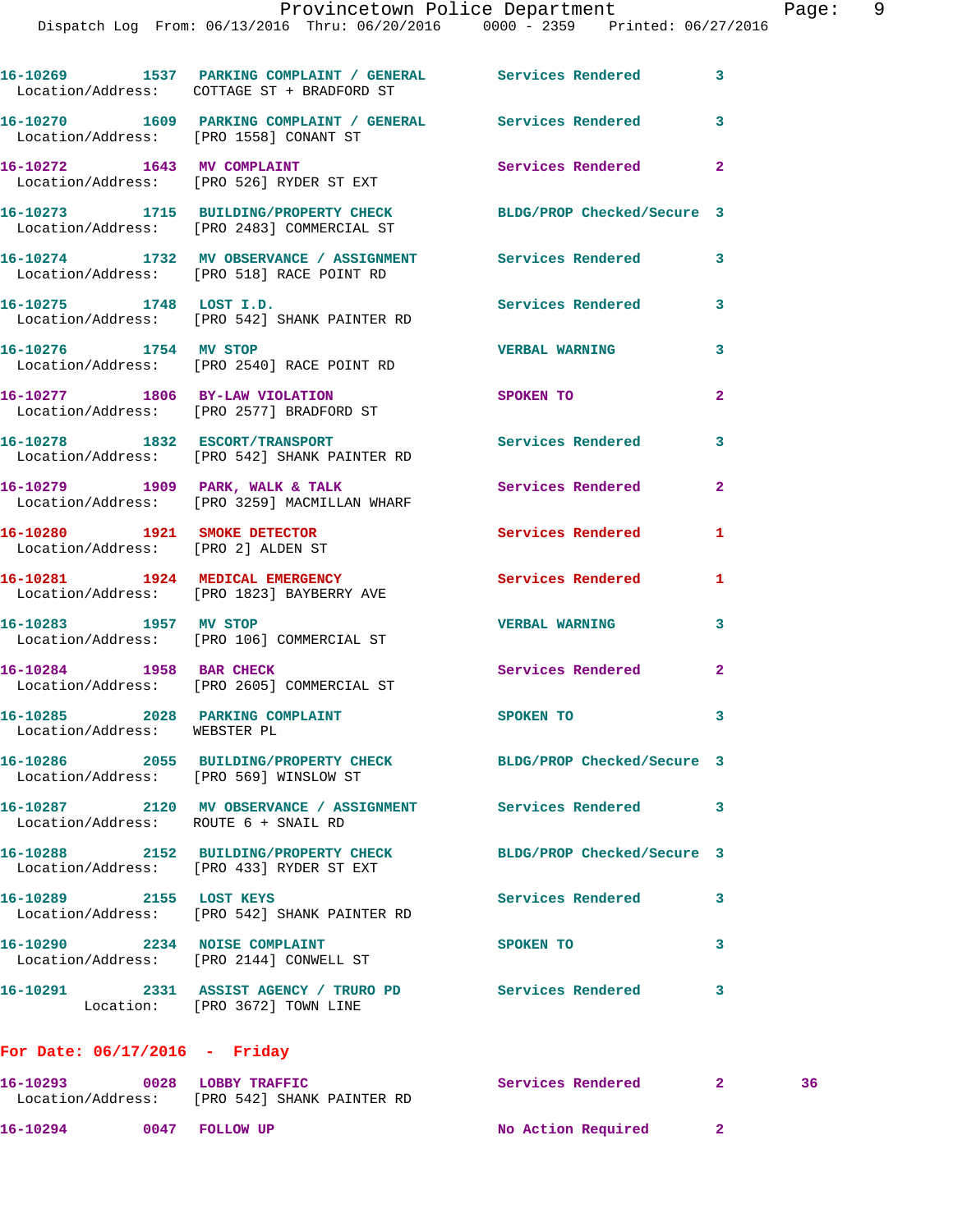16-10269 1537 PARKING COMPLAINT / GENERAL Services Rendered 3
Location/Address: COTTAGE ST + BRADFORD ST

16-10270 1609 PARKING COMPLAINT / GENERAL Services Rendered 3
Location/Address: [PRO 1558] CONANT ST

16-10272 1643 MV COMPLAINT Services Rendered 2
Location/Address: [PRO 526] RYDER ST EXT

16-10273 1715 BUILDING/PROPERTY CHECK BLDG/PROP Checked/Secure 3
Location/Address: [PRO 2483] COMMERCIAL ST

16-10274 1732 MV OBSERVANCE / ASSIGNMENT Services Rendered 3
Location/Address: [PRO 518] RACE POINT RD

16-10275 1748 LOST I.D. Services Rendered 3
Location/Address: [PRO 542] SHANK PAINTER RD

16-10276 1754 MV STOP VERBAL WARNING 3
Location/Address: [PRO 2540] RACE POINT RD

16-10277 1806 BY-LAW VIOLATION SPOKEN TO 2
Location/Address: [PRO 2577] BRADFORD ST

16-10278 1832 ESCORT/TRANSPORT Services Rendered 3
Location/Address: [PRO 542] SHANK PAINTER RD

16-10279 1909 PARK, WALK & TALK Services Rendered 2
Location/Address: [PRO 3259] MACMILLAN WHARF

16-10280 1921 SMOKE DETECTOR Services Rendered 1
Location/Address: [PRO 2] ALDEN ST

16-10281 1924 MEDICAL EMERGENCY Services Rendered 1
Location/Address: [PRO 1823] BAYBERRY AVE

16-10283 1957 MV STOP VERBAL WARNING 3
Location/Address: [PRO 106] COMMERCIAL ST

16-10284 1958 BAR CHECK Services Rendered 2
Location/Address: [PRO 2605] COMMERCIAL ST

16-10285 2028 PARKING COMPLAINT SPOKEN TO 3
Location/Address: WEBSTER PL

16-10286 2055 BUILDING/PROPERTY CHECK BLDG/PROP Checked/Secure 3
Location/Address: [PRO 569] WINSLOW ST

16-10287 2120 MV OBSERVANCE / ASSIGNMENT Services Rendered 3
Location/Address: ROUTE 6 + SNAIL RD

16-10288 2152 BUILDING/PROPERTY CHECK BLDG/PROP Checked/Secure 3
Location/Address: [PRO 433] RYDER ST EXT

16-10289 2155 LOST KEYS Services Rendered 3
Location/Address: [PRO 542] SHANK PAINTER RD

16-10290 2234 NOISE COMPLAINT SPOKEN TO 3
Location/Address: [PRO 2144] CONWELL ST

16-10291 2331 ASSIST AGENCY / TRURO PD Services Rendered 3
Location: [PRO 3672] TOWN LINE

**For Date: 06/17/2016 - Friday**

16-10293 0028 LOBBY TRAFFIC Services Rendered 2 36
Location/Address: [PRO 542] SHANK PAINTER RD

16-10294 0047 FOLLOW UP No Action Required 2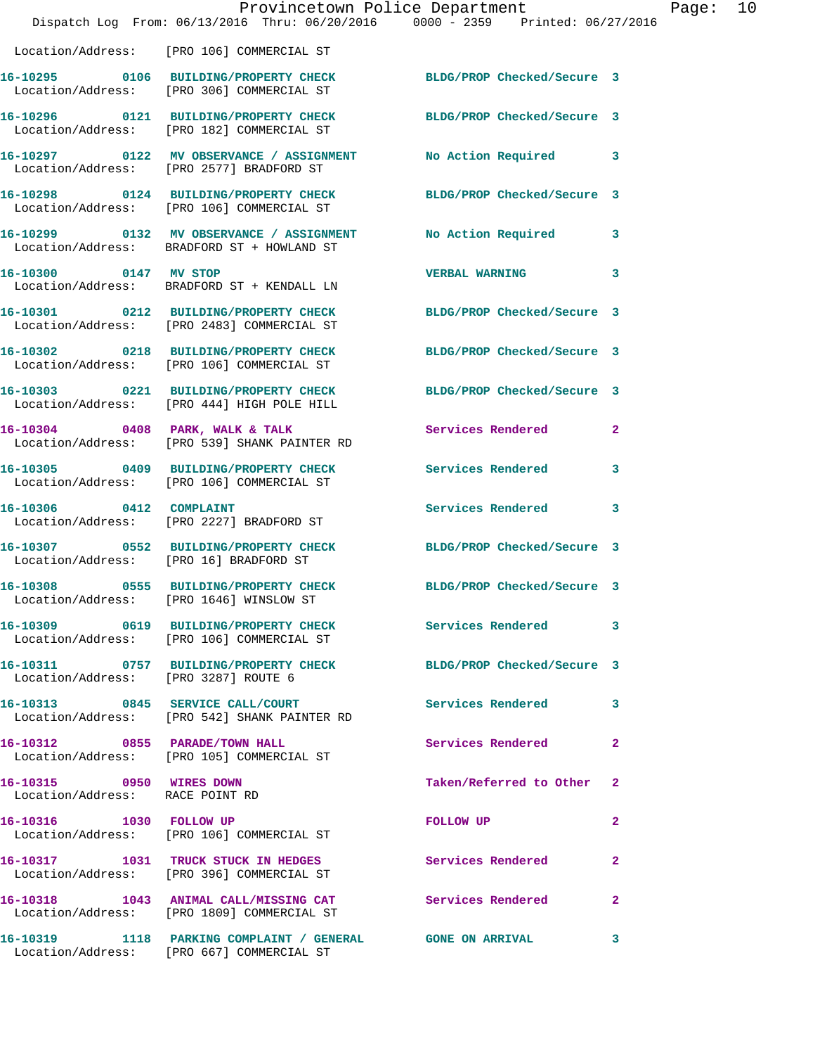Location/Address: [PRO 106] COMMERCIAL ST

| Call # | Time | Call Reason | Action | Priority |
|---|---|---|---|---|
| 16-10295 | 0106 | BUILDING/PROPERTY CHECK | BLDG/PROP Checked/Secure | 3 |
| Location/Address: [PRO 306] COMMERCIAL ST | | | | |
| 16-10296 | 0121 | BUILDING/PROPERTY CHECK | BLDG/PROP Checked/Secure | 3 |
| Location/Address: [PRO 182] COMMERCIAL ST | | | | |
| 16-10297 | 0122 | MV OBSERVANCE / ASSIGNMENT | No Action Required | 3 |
| Location/Address: [PRO 2577] BRADFORD ST | | | | |
| 16-10298 | 0124 | BUILDING/PROPERTY CHECK | BLDG/PROP Checked/Secure | 3 |
| Location/Address: [PRO 106] COMMERCIAL ST | | | | |
| 16-10299 | 0132 | MV OBSERVANCE / ASSIGNMENT | No Action Required | 3 |
| Location/Address: BRADFORD ST + HOWLAND ST | | | | |
| 16-10300 | 0147 | MV STOP | VERBAL WARNING | 3 |
| Location/Address: BRADFORD ST + KENDALL LN | | | | |
| 16-10301 | 0212 | BUILDING/PROPERTY CHECK | BLDG/PROP Checked/Secure | 3 |
| Location/Address: [PRO 2483] COMMERCIAL ST | | | | |
| 16-10302 | 0218 | BUILDING/PROPERTY CHECK | BLDG/PROP Checked/Secure | 3 |
| Location/Address: [PRO 106] COMMERCIAL ST | | | | |
| 16-10303 | 0221 | BUILDING/PROPERTY CHECK | BLDG/PROP Checked/Secure | 3 |
| Location/Address: [PRO 444] HIGH POLE HILL | | | | |
| 16-10304 | 0408 | PARK, WALK & TALK | Services Rendered | 2 |
| Location/Address: [PRO 539] SHANK PAINTER RD | | | | |
| 16-10305 | 0409 | BUILDING/PROPERTY CHECK | Services Rendered | 3 |
| Location/Address: [PRO 106] COMMERCIAL ST | | | | |
| 16-10306 | 0412 | COMPLAINT | Services Rendered | 3 |
| Location/Address: [PRO 2227] BRADFORD ST | | | | |
| 16-10307 | 0552 | BUILDING/PROPERTY CHECK | BLDG/PROP Checked/Secure | 3 |
| Location/Address: [PRO 16] BRADFORD ST | | | | |
| 16-10308 | 0555 | BUILDING/PROPERTY CHECK | BLDG/PROP Checked/Secure | 3 |
| Location/Address: [PRO 1646] WINSLOW ST | | | | |
| 16-10309 | 0619 | BUILDING/PROPERTY CHECK | Services Rendered | 3 |
| Location/Address: [PRO 106] COMMERCIAL ST | | | | |
| 16-10311 | 0757 | BUILDING/PROPERTY CHECK | BLDG/PROP Checked/Secure | 3 |
| Location/Address: [PRO 3287] ROUTE 6 | | | | |
| 16-10313 | 0845 | SERVICE CALL/COURT | Services Rendered | 3 |
| Location/Address: [PRO 542] SHANK PAINTER RD | | | | |
| 16-10312 | 0855 | PARADE/TOWN HALL | Services Rendered | 2 |
| Location/Address: [PRO 105] COMMERCIAL ST | | | | |
| 16-10315 | 0950 | WIRES DOWN | Taken/Referred to Other | 2 |
| Location/Address: RACE POINT RD | | | | |
| 16-10316 | 1030 | FOLLOW UP | FOLLOW UP | 2 |
| Location/Address: [PRO 106] COMMERCIAL ST | | | | |
| 16-10317 | 1031 | TRUCK STUCK IN HEDGES | Services Rendered | 2 |
| Location/Address: [PRO 396] COMMERCIAL ST | | | | |
| 16-10318 | 1043 | ANIMAL CALL/MISSING CAT | Services Rendered | 2 |
| Location/Address: [PRO 1809] COMMERCIAL ST | | | | |
| 16-10319 | 1118 | PARKING COMPLAINT / GENERAL | GONE ON ARRIVAL | 3 |
| Location/Address: [PRO 667] COMMERCIAL ST | | | | |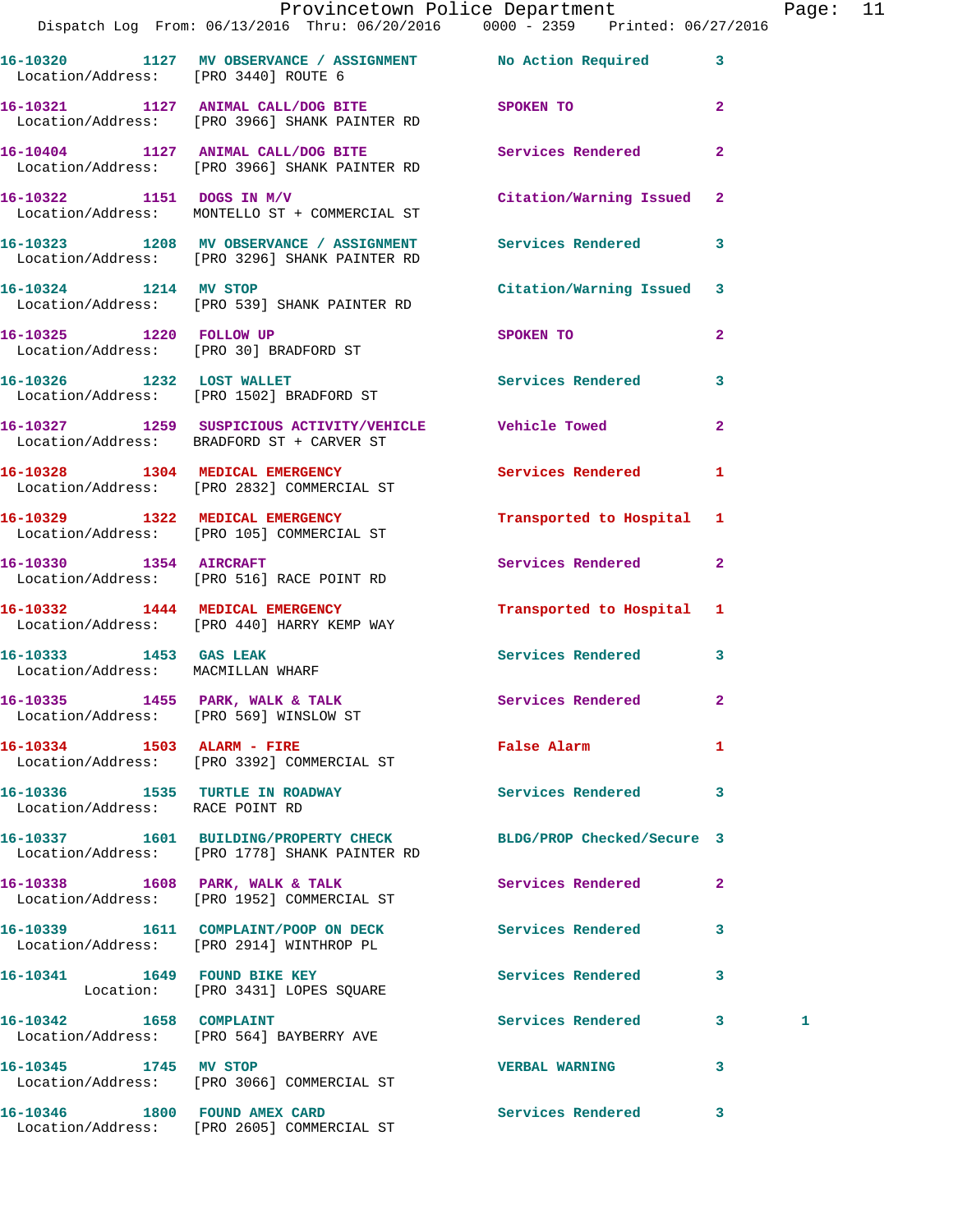16-10320 1127 MV OBSERVANCE / ASSIGNMENT No Action Required 3
Location/Address: [PRO 3440] ROUTE 6

16-10321 1127 ANIMAL CALL/DOG BITE SPOKEN TO 2
Location/Address: [PRO 3966] SHANK PAINTER RD

16-10404 1127 ANIMAL CALL/DOG BITE Services Rendered 2
Location/Address: [PRO 3966] SHANK PAINTER RD

16-10322 1151 DOGS IN M/V Citation/Warning Issued 2
Location/Address: MONTELLO ST + COMMERCIAL ST

16-10323 1208 MV OBSERVANCE / ASSIGNMENT Services Rendered 3
Location/Address: [PRO 3296] SHANK PAINTER RD

16-10324 1214 MV STOP Citation/Warning Issued 3
Location/Address: [PRO 539] SHANK PAINTER RD

16-10325 1220 FOLLOW UP SPOKEN TO 2
Location/Address: [PRO 30] BRADFORD ST

16-10326 1232 LOST WALLET Services Rendered 3
Location/Address: [PRO 1502] BRADFORD ST

16-10327 1259 SUSPICIOUS ACTIVITY/VEHICLE Vehicle Towed 2
Location/Address: BRADFORD ST + CARVER ST

16-10328 1304 MEDICAL EMERGENCY Services Rendered 1
Location/Address: [PRO 2832] COMMERCIAL ST

16-10329 1322 MEDICAL EMERGENCY Transported to Hospital 1
Location/Address: [PRO 105] COMMERCIAL ST

16-10330 1354 AIRCRAFT Services Rendered 2
Location/Address: [PRO 516] RACE POINT RD

16-10332 1444 MEDICAL EMERGENCY Transported to Hospital 1
Location/Address: [PRO 440] HARRY KEMP WAY

16-10333 1453 GAS LEAK Services Rendered 3
Location/Address: MACMILLAN WHARF

16-10335 1455 PARK, WALK & TALK Services Rendered 2
Location/Address: [PRO 569] WINSLOW ST

16-10334 1503 ALARM - FIRE False Alarm 1
Location/Address: [PRO 3392] COMMERCIAL ST

16-10336 1535 TURTLE IN ROADWAY Services Rendered 3
Location/Address: RACE POINT RD

16-10337 1601 BUILDING/PROPERTY CHECK BLDG/PROP Checked/Secure 3
Location/Address: [PRO 1778] SHANK PAINTER RD

16-10338 1608 PARK, WALK & TALK Services Rendered 2
Location/Address: [PRO 1952] COMMERCIAL ST

16-10339 1611 COMPLAINT/POOP ON DECK Services Rendered 3
Location/Address: [PRO 2914] WINTHROP PL

16-10341 1649 FOUND BIKE KEY Services Rendered 3
Location: [PRO 3431] LOPES SQUARE

16-10342 1658 COMPLAINT Services Rendered 3 1
Location/Address: [PRO 564] BAYBERRY AVE

16-10345 1745 MV STOP VERBAL WARNING 3
Location/Address: [PRO 3066] COMMERCIAL ST

16-10346 1800 FOUND AMEX CARD Services Rendered 3
Location/Address: [PRO 2605] COMMERCIAL ST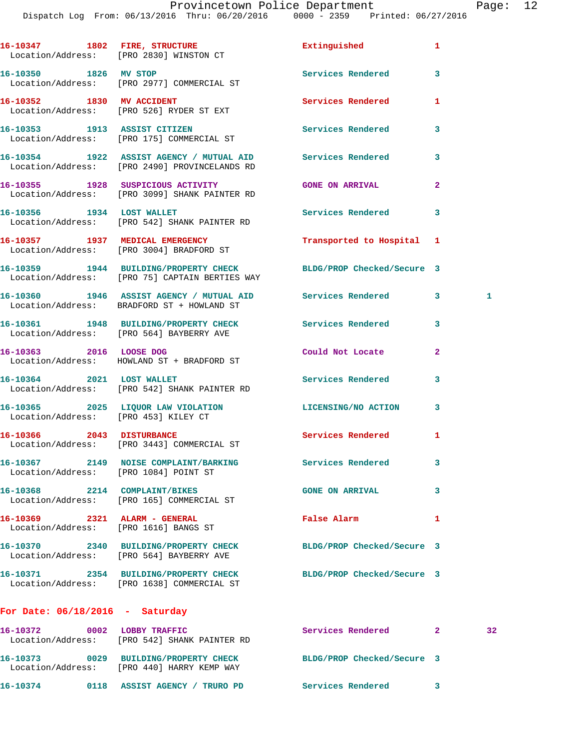16-10347 1802 FIRE, STRUCTURE Extinguished 1
Location/Address: [PRO 2830] WINSTON CT

16-10350 1826 MV STOP Services Rendered 3
Location/Address: [PRO 2977] COMMERCIAL ST

16-10352 1830 MV ACCIDENT Services Rendered 1
Location/Address: [PRO 526] RYDER ST EXT

16-10353 1913 ASSIST CITIZEN Services Rendered 3
Location/Address: [PRO 175] COMMERCIAL ST

16-10354 1922 ASSIST AGENCY / MUTUAL AID Services Rendered 3
Location/Address: [PRO 2490] PROVINCELANDS RD

16-10355 1928 SUSPICIOUS ACTIVITY GONE ON ARRIVAL 2
Location/Address: [PRO 3099] SHANK PAINTER RD

16-10356 1934 LOST WALLET Services Rendered 3
Location/Address: [PRO 542] SHANK PAINTER RD

16-10357 1937 MEDICAL EMERGENCY Transported to Hospital 1
Location/Address: [PRO 3004] BRADFORD ST

16-10359 1944 BUILDING/PROPERTY CHECK BLDG/PROP Checked/Secure 3
Location/Address: [PRO 75] CAPTAIN BERTIES WAY

16-10360 1946 ASSIST AGENCY / MUTUAL AID Services Rendered 3 1
Location/Address: BRADFORD ST + HOWLAND ST

16-10361 1948 BUILDING/PROPERTY CHECK Services Rendered 3
Location/Address: [PRO 564] BAYBERRY AVE

16-10363 2016 LOOSE DOG Could Not Locate 2
Location/Address: HOWLAND ST + BRADFORD ST

16-10364 2021 LOST WALLET Services Rendered 3
Location/Address: [PRO 542] SHANK PAINTER RD

16-10365 2025 LIQUOR LAW VIOLATION LICENSING/NO ACTION 3
Location/Address: [PRO 453] KILEY CT

16-10366 2043 DISTURBANCE Services Rendered 1
Location/Address: [PRO 3443] COMMERCIAL ST

16-10367 2149 NOISE COMPLAINT/BARKING Services Rendered 3
Location/Address: [PRO 1084] POINT ST

16-10368 2214 COMPLAINT/BIKES GONE ON ARRIVAL 3
Location/Address: [PRO 165] COMMERCIAL ST

16-10369 2321 ALARM - GENERAL False Alarm 1
Location/Address: [PRO 1616] BANGS ST

16-10370 2340 BUILDING/PROPERTY CHECK BLDG/PROP Checked/Secure 3
Location/Address: [PRO 564] BAYBERRY AVE

16-10371 2354 BUILDING/PROPERTY CHECK BLDG/PROP Checked/Secure 3
Location/Address: [PRO 1638] COMMERCIAL ST

**For Date: 06/18/2016 - Saturday**

16-10372 0002 LOBBY TRAFFIC Services Rendered 2 32
Location/Address: [PRO 542] SHANK PAINTER RD

16-10373 0029 BUILDING/PROPERTY CHECK BLDG/PROP Checked/Secure 3
Location/Address: [PRO 440] HARRY KEMP WAY

16-10374 0118 ASSIST AGENCY / TRURO PD Services Rendered 3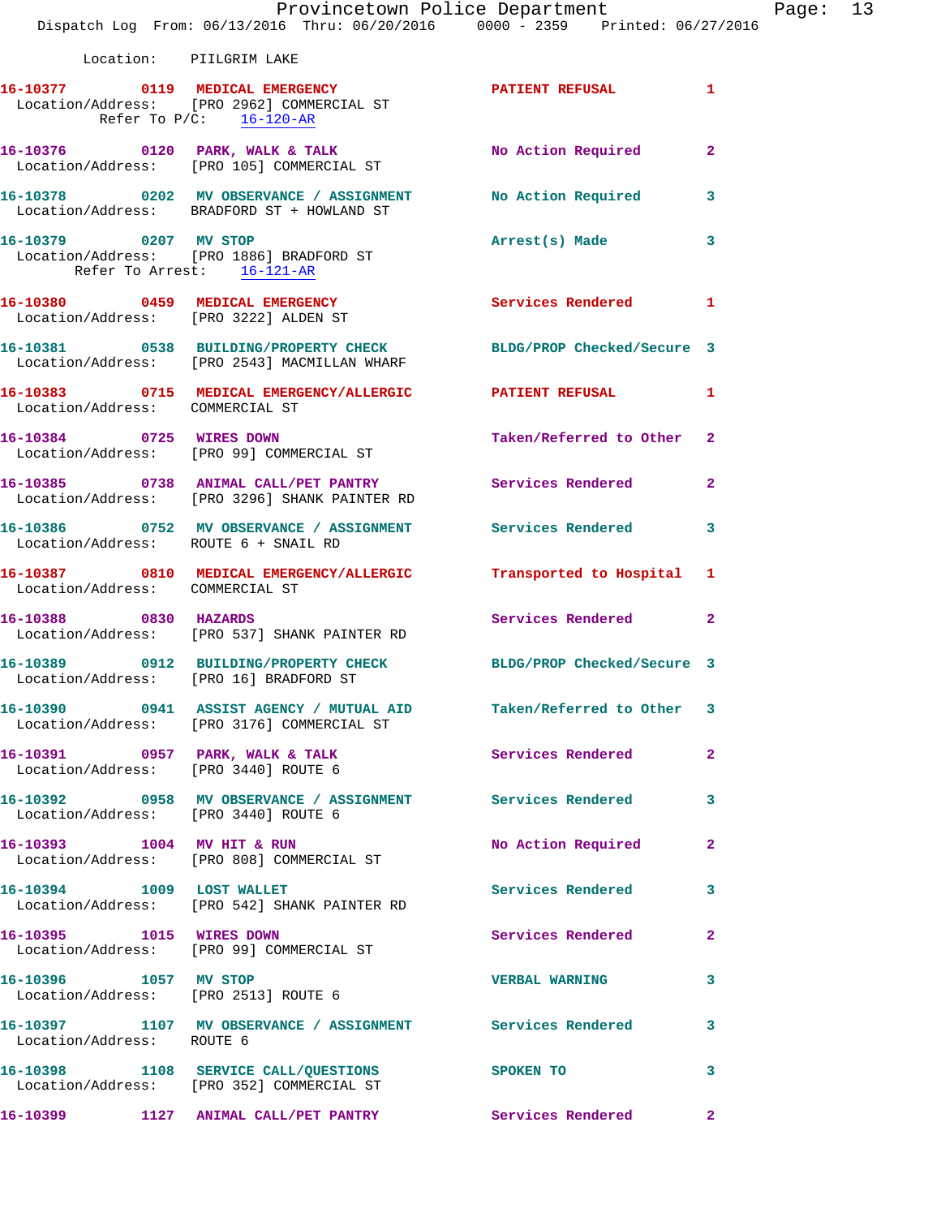Location: PIILGRIM LAKE

16-10377 0119 MEDICAL EMERGENCY PATIENT REFUSAL 1
Location/Address: [PRO 2962] COMMERCIAL ST
Refer To P/C: 16-120-AR

16-10376 0120 PARK, WALK & TALK No Action Required 2
Location/Address: [PRO 105] COMMERCIAL ST

16-10378 0202 MV OBSERVANCE / ASSIGNMENT No Action Required 3
Location/Address: BRADFORD ST + HOWLAND ST

16-10379 0207 MV STOP Arrest(s) Made 3
Location/Address: [PRO 1886] BRADFORD ST
Refer To Arrest: 16-121-AR

16-10380 0459 MEDICAL EMERGENCY Services Rendered 1
Location/Address: [PRO 3222] ALDEN ST

16-10381 0538 BUILDING/PROPERTY CHECK BLDG/PROP Checked/Secure 3
Location/Address: [PRO 2543] MACMILLAN WHARF

16-10383 0715 MEDICAL EMERGENCY/ALLERGIC PATIENT REFUSAL 1
Location/Address: COMMERCIAL ST

16-10384 0725 WIRES DOWN Taken/Referred to Other 2
Location/Address: [PRO 99] COMMERCIAL ST

16-10385 0738 ANIMAL CALL/PET PANTRY Services Rendered 2
Location/Address: [PRO 3296] SHANK PAINTER RD

16-10386 0752 MV OBSERVANCE / ASSIGNMENT Services Rendered 3
Location/Address: ROUTE 6 + SNAIL RD

16-10387 0810 MEDICAL EMERGENCY/ALLERGIC Transported to Hospital 1
Location/Address: COMMERCIAL ST

16-10388 0830 HAZARDS Services Rendered 2
Location/Address: [PRO 537] SHANK PAINTER RD

16-10389 0912 BUILDING/PROPERTY CHECK BLDG/PROP Checked/Secure 3
Location/Address: [PRO 16] BRADFORD ST

16-10390 0941 ASSIST AGENCY / MUTUAL AID Taken/Referred to Other 3
Location/Address: [PRO 3176] COMMERCIAL ST

16-10391 0957 PARK, WALK & TALK Services Rendered 2
Location/Address: [PRO 3440] ROUTE 6

16-10392 0958 MV OBSERVANCE / ASSIGNMENT Services Rendered 3
Location/Address: [PRO 3440] ROUTE 6

16-10393 1004 MV HIT & RUN No Action Required 2
Location/Address: [PRO 808] COMMERCIAL ST

16-10394 1009 LOST WALLET Services Rendered 3
Location/Address: [PRO 542] SHANK PAINTER RD

16-10395 1015 WIRES DOWN Services Rendered 2
Location/Address: [PRO 99] COMMERCIAL ST

16-10396 1057 MV STOP VERBAL WARNING 3
Location/Address: [PRO 2513] ROUTE 6

16-10397 1107 MV OBSERVANCE / ASSIGNMENT Services Rendered 3
Location/Address: ROUTE 6

16-10398 1108 SERVICE CALL/QUESTIONS SPOKEN TO 3
Location/Address: [PRO 352] COMMERCIAL ST

16-10399 1127 ANIMAL CALL/PET PANTRY Services Rendered 2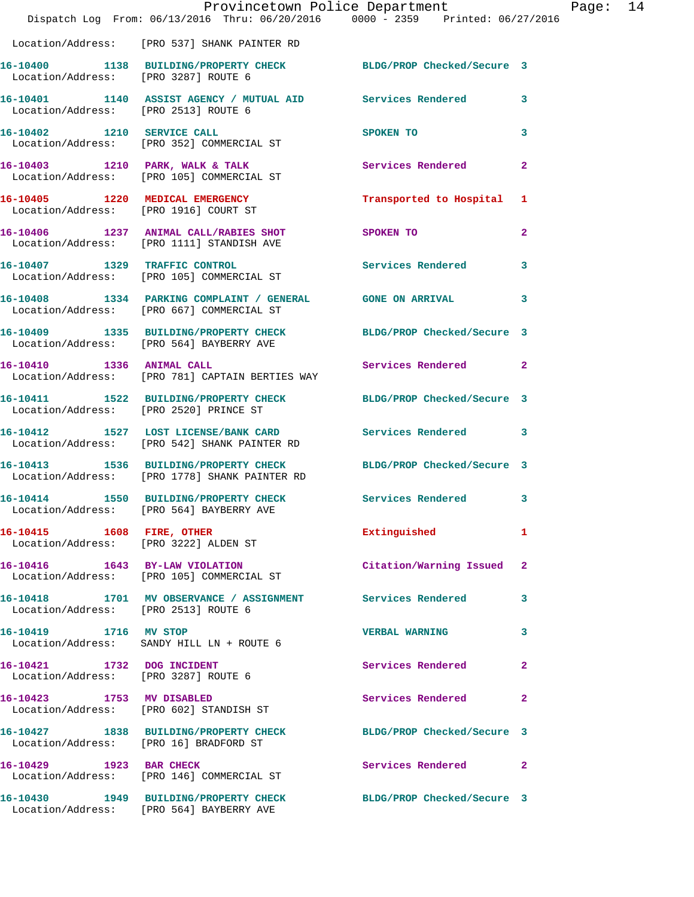Location/Address: [PRO 537] SHANK PAINTER RD

| Call Number | Time | Call Reason | Action | Priority |
|---|---|---|---|---|
| 16-10400 | 1138 | BUILDING/PROPERTY CHECK | BLDG/PROP Checked/Secure | 3 |
| Location/Address: [PRO 3287] ROUTE 6 | | | | |
| 16-10401 | 1140 | ASSIST AGENCY / MUTUAL AID | Services Rendered | 3 |
| Location/Address: [PRO 2513] ROUTE 6 | | | | |
| 16-10402 | 1210 | SERVICE CALL | SPOKEN TO | 3 |
| Location/Address: [PRO 352] COMMERCIAL ST | | | | |
| 16-10403 | 1210 | PARK, WALK & TALK | Services Rendered | 2 |
| Location/Address: [PRO 105] COMMERCIAL ST | | | | |
| 16-10405 | 1220 | MEDICAL EMERGENCY | Transported to Hospital | 1 |
| Location/Address: [PRO 1916] COURT ST | | | | |
| 16-10406 | 1237 | ANIMAL CALL/RABIES SHOT | SPOKEN TO | 2 |
| Location/Address: [PRO 1111] STANDISH AVE | | | | |
| 16-10407 | 1329 | TRAFFIC CONTROL | Services Rendered | 3 |
| Location/Address: [PRO 105] COMMERCIAL ST | | | | |
| 16-10408 | 1334 | PARKING COMPLAINT / GENERAL | GONE ON ARRIVAL | 3 |
| Location/Address: [PRO 667] COMMERCIAL ST | | | | |
| 16-10409 | 1335 | BUILDING/PROPERTY CHECK | BLDG/PROP Checked/Secure | 3 |
| Location/Address: [PRO 564] BAYBERRY AVE | | | | |
| 16-10410 | 1336 | ANIMAL CALL | Services Rendered | 2 |
| Location/Address: [PRO 781] CAPTAIN BERTIES WAY | | | | |
| 16-10411 | 1522 | BUILDING/PROPERTY CHECK | BLDG/PROP Checked/Secure | 3 |
| Location/Address: [PRO 2520] PRINCE ST | | | | |
| 16-10412 | 1527 | LOST LICENSE/BANK CARD | Services Rendered | 3 |
| Location/Address: [PRO 542] SHANK PAINTER RD | | | | |
| 16-10413 | 1536 | BUILDING/PROPERTY CHECK | BLDG/PROP Checked/Secure | 3 |
| Location/Address: [PRO 1778] SHANK PAINTER RD | | | | |
| 16-10414 | 1550 | BUILDING/PROPERTY CHECK | Services Rendered | 3 |
| Location/Address: [PRO 564] BAYBERRY AVE | | | | |
| 16-10415 | 1608 | FIRE, OTHER | Extinguished | 1 |
| Location/Address: [PRO 3222] ALDEN ST | | | | |
| 16-10416 | 1643 | BY-LAW VIOLATION | Citation/Warning Issued | 2 |
| Location/Address: [PRO 105] COMMERCIAL ST | | | | |
| 16-10418 | 1701 | MV OBSERVANCE / ASSIGNMENT | Services Rendered | 3 |
| Location/Address: [PRO 2513] ROUTE 6 | | | | |
| 16-10419 | 1716 | MV STOP | VERBAL WARNING | 3 |
| Location/Address: SANDY HILL LN + ROUTE 6 | | | | |
| 16-10421 | 1732 | DOG INCIDENT | Services Rendered | 2 |
| Location/Address: [PRO 3287] ROUTE 6 | | | | |
| 16-10423 | 1753 | MV DISABLED | Services Rendered | 2 |
| Location/Address: [PRO 602] STANDISH ST | | | | |
| 16-10427 | 1838 | BUILDING/PROPERTY CHECK | BLDG/PROP Checked/Secure | 3 |
| Location/Address: [PRO 16] BRADFORD ST | | | | |
| 16-10429 | 1923 | BAR CHECK | Services Rendered | 2 |
| Location/Address: [PRO 146] COMMERCIAL ST | | | | |
| 16-10430 | 1949 | BUILDING/PROPERTY CHECK | BLDG/PROP Checked/Secure | 3 |
| Location/Address: [PRO 564] BAYBERRY AVE | | | | |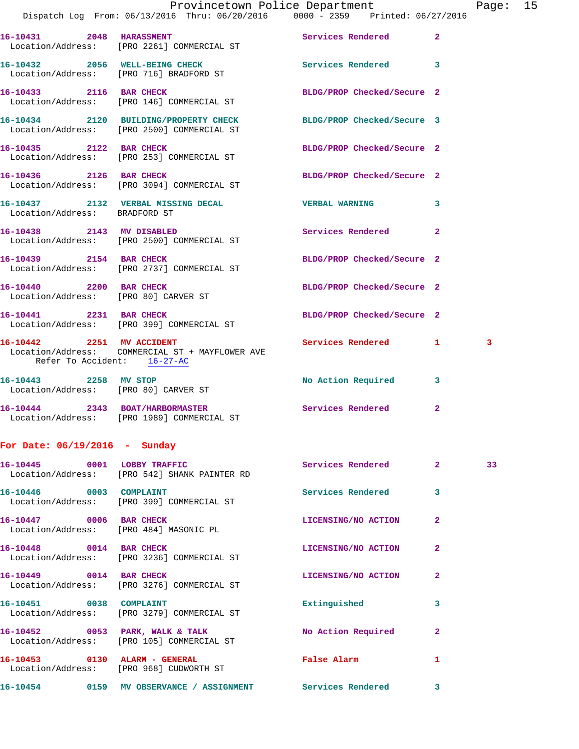16-10431 2048 **HARASSMENT** Services Rendered 2
Location/Address: [PRO 2261] COMMERCIAL ST

16-10432 2056 **WELL-BEING CHECK** Services Rendered 3
Location/Address: [PRO 716] BRADFORD ST

16-10433 2116 **BAR CHECK** BLDG/PROP Checked/Secure 2
Location/Address: [PRO 146] COMMERCIAL ST

16-10434 2120 **BUILDING/PROPERTY CHECK** BLDG/PROP Checked/Secure 3
Location/Address: [PRO 2500] COMMERCIAL ST

16-10435 2122 **BAR CHECK** BLDG/PROP Checked/Secure 2
Location/Address: [PRO 253] COMMERCIAL ST

16-10436 2126 **BAR CHECK** BLDG/PROP Checked/Secure 2
Location/Address: [PRO 3094] COMMERCIAL ST

16-10437 2132 **VERBAL MISSING DECAL** VERBAL WARNING 3
Location/Address: BRADFORD ST

16-10438 2143 **MV DISABLED** Services Rendered 2
Location/Address: [PRO 2500] COMMERCIAL ST

16-10439 2154 **BAR CHECK** BLDG/PROP Checked/Secure 2
Location/Address: [PRO 2737] COMMERCIAL ST

16-10440 2200 **BAR CHECK** BLDG/PROP Checked/Secure 2
Location/Address: [PRO 80] CARVER ST

16-10441 2231 **BAR CHECK** BLDG/PROP Checked/Secure 2
Location/Address: [PRO 399] COMMERCIAL ST

16-10442 2251 **MV ACCIDENT** Services Rendered 1 3
Location/Address: COMMERCIAL ST + MAYFLOWER AVE
Refer To Accident: 16-27-AC

16-10443 2258 **MV STOP** No Action Required 3
Location/Address: [PRO 80] CARVER ST

16-10444 2343 **BOAT/HARBORMASTER** Services Rendered 2
Location/Address: [PRO 1989] COMMERCIAL ST

## For Date: 06/19/2016 - Sunday

16-10445 0001 **LOBBY TRAFFIC** Services Rendered 2 33
Location/Address: [PRO 542] SHANK PAINTER RD

16-10446 0003 **COMPLAINT** Services Rendered 3
Location/Address: [PRO 399] COMMERCIAL ST

16-10447 0006 **BAR CHECK** LICENSING/NO ACTION 2
Location/Address: [PRO 484] MASONIC PL

16-10448 0014 **BAR CHECK** LICENSING/NO ACTION 2
Location/Address: [PRO 3236] COMMERCIAL ST

16-10449 0014 **BAR CHECK** LICENSING/NO ACTION 2
Location/Address: [PRO 3276] COMMERCIAL ST

16-10451 0038 **COMPLAINT** Extinguished 3
Location/Address: [PRO 3279] COMMERCIAL ST

16-10452 0053 **PARK, WALK & TALK** No Action Required 2
Location/Address: [PRO 105] COMMERCIAL ST

16-10453 0130 **ALARM - GENERAL** False Alarm 1
Location/Address: [PRO 968] CUDWORTH ST

16-10454 0159 **MV OBSERVANCE / ASSIGNMENT** Services Rendered 3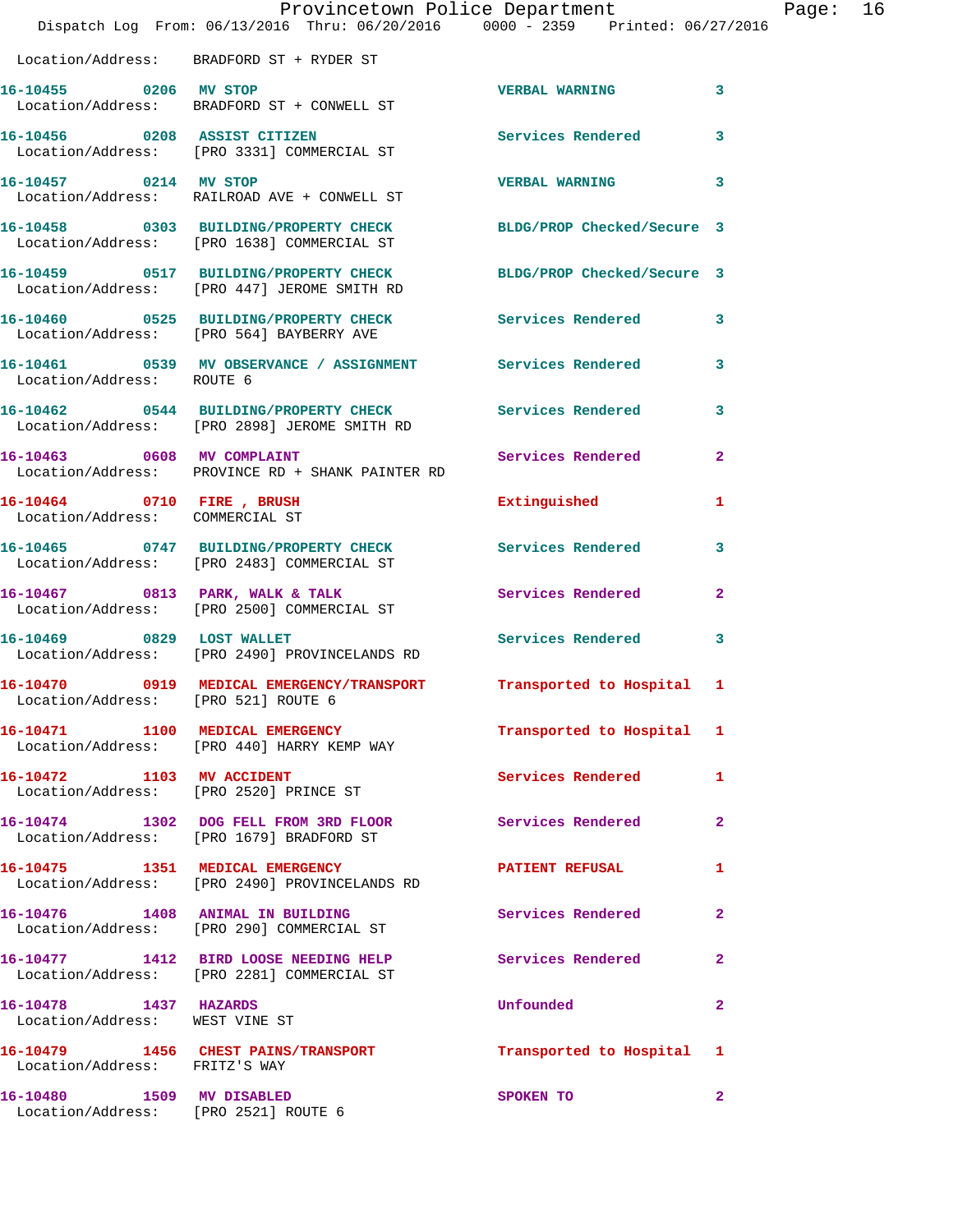Location/Address: BRADFORD ST + RYDER ST

| Call # | Time | Call Reason | Action | Priority |
|---|---|---|---|---|
| 16-10455 | 0206 | MV STOP | VERBAL WARNING | 3 |
| | | Location/Address: BRADFORD ST + CONWELL ST | | |
| 16-10456 | 0208 | ASSIST CITIZEN | Services Rendered | 3 |
| | | Location/Address: [PRO 3331] COMMERCIAL ST | | |
| 16-10457 | 0214 | MV STOP | VERBAL WARNING | 3 |
| | | Location/Address: RAILROAD AVE + CONWELL ST | | |
| 16-10458 | 0303 | BUILDING/PROPERTY CHECK | BLDG/PROP Checked/Secure | 3 |
| | | Location/Address: [PRO 1638] COMMERCIAL ST | | |
| 16-10459 | 0517 | BUILDING/PROPERTY CHECK | BLDG/PROP Checked/Secure | 3 |
| | | Location/Address: [PRO 447] JEROME SMITH RD | | |
| 16-10460 | 0525 | BUILDING/PROPERTY CHECK | Services Rendered | 3 |
| | | Location/Address: [PRO 564] BAYBERRY AVE | | |
| 16-10461 | 0539 | MV OBSERVANCE / ASSIGNMENT | Services Rendered | 3 |
| | | Location/Address: ROUTE 6 | | |
| 16-10462 | 0544 | BUILDING/PROPERTY CHECK | Services Rendered | 3 |
| | | Location/Address: [PRO 2898] JEROME SMITH RD | | |
| 16-10463 | 0608 | MV COMPLAINT | Services Rendered | 2 |
| | | Location/Address: PROVINCE RD + SHANK PAINTER RD | | |
| 16-10464 | 0710 | FIRE , BRUSH | Extinguished | 1 |
| | | Location/Address: COMMERCIAL ST | | |
| 16-10465 | 0747 | BUILDING/PROPERTY CHECK | Services Rendered | 3 |
| | | Location/Address: [PRO 2483] COMMERCIAL ST | | |
| 16-10467 | 0813 | PARK, WALK & TALK | Services Rendered | 2 |
| | | Location/Address: [PRO 2500] COMMERCIAL ST | | |
| 16-10469 | 0829 | LOST WALLET | Services Rendered | 3 |
| | | Location/Address: [PRO 2490] PROVINCELANDS RD | | |
| 16-10470 | 0919 | MEDICAL EMERGENCY/TRANSPORT | Transported to Hospital | 1 |
| | | Location/Address: [PRO 521] ROUTE 6 | | |
| 16-10471 | 1100 | MEDICAL EMERGENCY | Transported to Hospital | 1 |
| | | Location/Address: [PRO 440] HARRY KEMP WAY | | |
| 16-10472 | 1103 | MV ACCIDENT | Services Rendered | 1 |
| | | Location/Address: [PRO 2520] PRINCE ST | | |
| 16-10474 | 1302 | DOG FELL FROM 3RD FLOOR | Services Rendered | 2 |
| | | Location/Address: [PRO 1679] BRADFORD ST | | |
| 16-10475 | 1351 | MEDICAL EMERGENCY | PATIENT REFUSAL | 1 |
| | | Location/Address: [PRO 2490] PROVINCELANDS RD | | |
| 16-10476 | 1408 | ANIMAL IN BUILDING | Services Rendered | 2 |
| | | Location/Address: [PRO 290] COMMERCIAL ST | | |
| 16-10477 | 1412 | BIRD LOOSE NEEDING HELP | Services Rendered | 2 |
| | | Location/Address: [PRO 2281] COMMERCIAL ST | | |
| 16-10478 | 1437 | HAZARDS | Unfounded | 2 |
| | | Location/Address: WEST VINE ST | | |
| 16-10479 | 1456 | CHEST PAINS/TRANSPORT | Transported to Hospital | 1 |
| | | Location/Address: FRITZ'S WAY | | |
| 16-10480 | 1509 | MV DISABLED | SPOKEN TO | 2 |
| | | Location/Address: [PRO 2521] ROUTE 6 | | |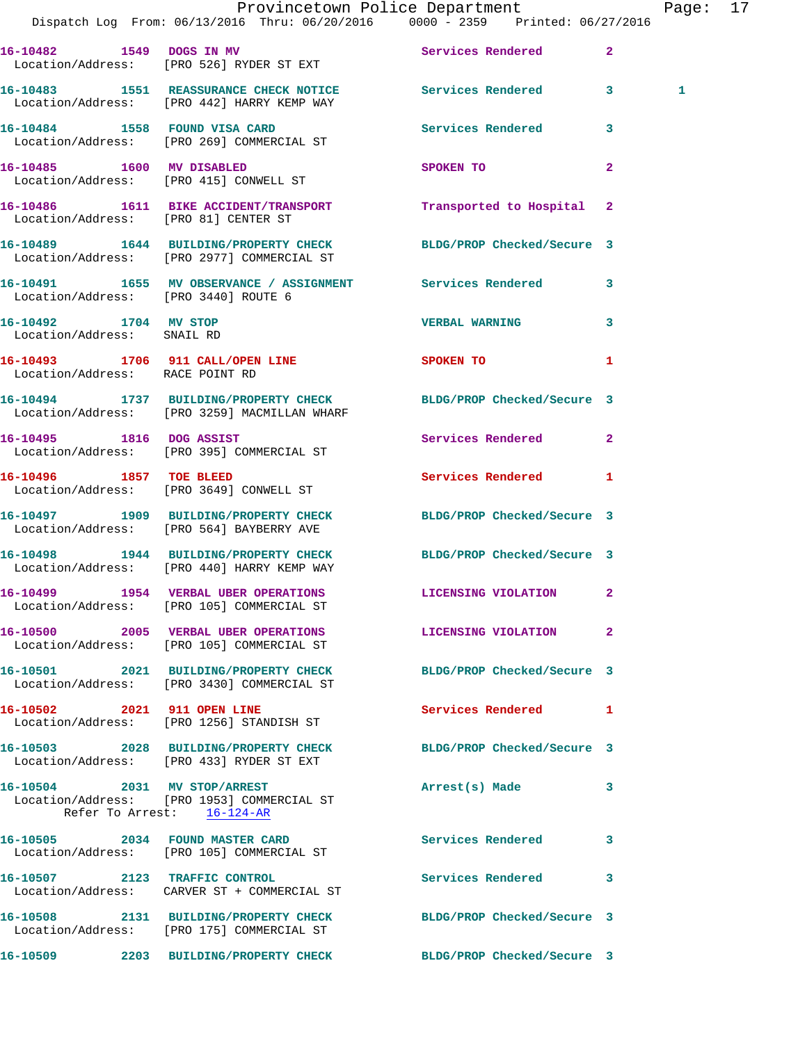16-10482 1549 DOGS IN MV Services Rendered 2
Location/Address: [PRO 526] RYDER ST EXT

16-10483 1551 REASSURANCE CHECK NOTICE Services Rendered 3 1
Location/Address: [PRO 442] HARRY KEMP WAY

16-10484 1558 FOUND VISA CARD Services Rendered 3
Location/Address: [PRO 269] COMMERCIAL ST

16-10485 1600 MV DISABLED SPOKEN TO 2
Location/Address: [PRO 415] CONWELL ST

16-10486 1611 BIKE ACCIDENT/TRANSPORT Transported to Hospital 2
Location/Address: [PRO 81] CENTER ST

16-10489 1644 BUILDING/PROPERTY CHECK BLDG/PROP Checked/Secure 3
Location/Address: [PRO 2977] COMMERCIAL ST

16-10491 1655 MV OBSERVANCE / ASSIGNMENT Services Rendered 3
Location/Address: [PRO 3440] ROUTE 6

16-10492 1704 MV STOP VERBAL WARNING 3
Location/Address: SNAIL RD

16-10493 1706 911 CALL/OPEN LINE SPOKEN TO 1
Location/Address: RACE POINT RD

16-10494 1737 BUILDING/PROPERTY CHECK BLDG/PROP Checked/Secure 3
Location/Address: [PRO 3259] MACMILLAN WHARF

16-10495 1816 DOG ASSIST Services Rendered 2
Location/Address: [PRO 395] COMMERCIAL ST

16-10496 1857 TOE BLEED Services Rendered 1
Location/Address: [PRO 3649] CONWELL ST

16-10497 1909 BUILDING/PROPERTY CHECK BLDG/PROP Checked/Secure 3
Location/Address: [PRO 564] BAYBERRY AVE

16-10498 1944 BUILDING/PROPERTY CHECK BLDG/PROP Checked/Secure 3
Location/Address: [PRO 440] HARRY KEMP WAY

16-10499 1954 VERBAL UBER OPERATIONS LICENSING VIOLATION 2
Location/Address: [PRO 105] COMMERCIAL ST

16-10500 2005 VERBAL UBER OPERATIONS LICENSING VIOLATION 2
Location/Address: [PRO 105] COMMERCIAL ST

16-10501 2021 BUILDING/PROPERTY CHECK BLDG/PROP Checked/Secure 3
Location/Address: [PRO 3430] COMMERCIAL ST

16-10502 2021 911 OPEN LINE Services Rendered 1
Location/Address: [PRO 1256] STANDISH ST

16-10503 2028 BUILDING/PROPERTY CHECK BLDG/PROP Checked/Secure 3
Location/Address: [PRO 433] RYDER ST EXT

16-10504 2031 MV STOP/ARREST Arrest(s) Made 3
Location/Address: [PRO 1953] COMMERCIAL ST
Refer To Arrest: 16-124-AR

16-10505 2034 FOUND MASTER CARD Services Rendered 3
Location/Address: [PRO 105] COMMERCIAL ST

16-10507 2123 TRAFFIC CONTROL Services Rendered 3
Location/Address: CARVER ST + COMMERCIAL ST

16-10508 2131 BUILDING/PROPERTY CHECK BLDG/PROP Checked/Secure 3
Location/Address: [PRO 175] COMMERCIAL ST

16-10509 2203 BUILDING/PROPERTY CHECK BLDG/PROP Checked/Secure 3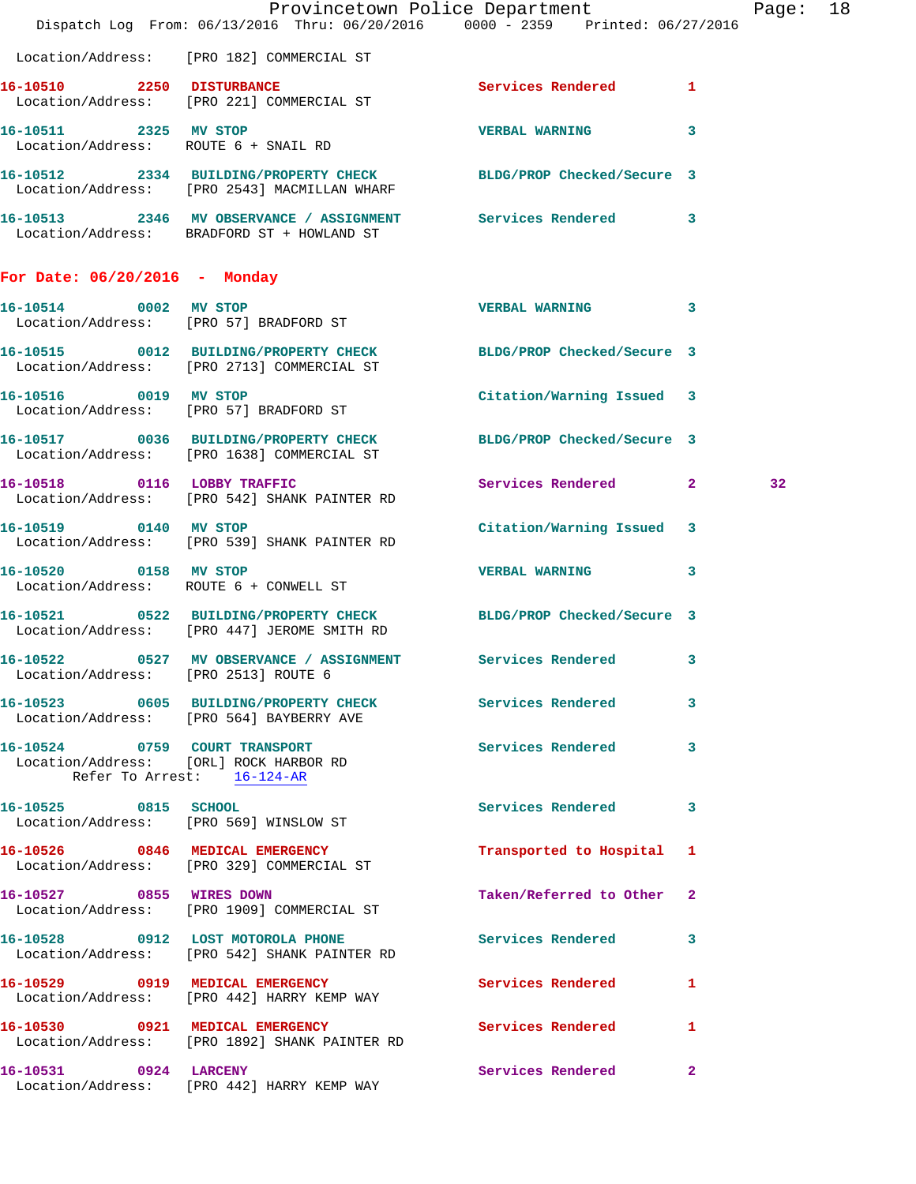Location/Address: [PRO 182] COMMERCIAL ST

**16-10510** 2250 **DISTURBANCE** Services Rendered 1
Location/Address: [PRO 221] COMMERCIAL ST

**16-10511** 2325 **MV STOP** VERBAL WARNING 3
Location/Address: ROUTE 6 + SNAIL RD

**16-10512** 2334 **BUILDING/PROPERTY CHECK** BLDG/PROP Checked/Secure 3
Location/Address: [PRO 2543] MACMILLAN WHARF

**16-10513** 2346 **MV OBSERVANCE / ASSIGNMENT** Services Rendered 3
Location/Address: BRADFORD ST + HOWLAND ST

## For Date: 06/20/2016 - Monday

**16-10514** 0002 **MV STOP** VERBAL WARNING 3
Location/Address: [PRO 57] BRADFORD ST

**16-10515** 0012 **BUILDING/PROPERTY CHECK** BLDG/PROP Checked/Secure 3
Location/Address: [PRO 2713] COMMERCIAL ST

**16-10516** 0019 **MV STOP** Citation/Warning Issued 3
Location/Address: [PRO 57] BRADFORD ST

**16-10517** 0036 **BUILDING/PROPERTY CHECK** BLDG/PROP Checked/Secure 3
Location/Address: [PRO 1638] COMMERCIAL ST

**16-10518** 0116 **LOBBY TRAFFIC** Services Rendered 2 32
Location/Address: [PRO 542] SHANK PAINTER RD

**16-10519** 0140 **MV STOP** Citation/Warning Issued 3
Location/Address: [PRO 539] SHANK PAINTER RD

**16-10520** 0158 **MV STOP** VERBAL WARNING 3
Location/Address: ROUTE 6 + CONWELL ST

**16-10521** 0522 **BUILDING/PROPERTY CHECK** BLDG/PROP Checked/Secure 3
Location/Address: [PRO 447] JEROME SMITH RD

**16-10522** 0527 **MV OBSERVANCE / ASSIGNMENT** Services Rendered 3
Location/Address: [PRO 2513] ROUTE 6

**16-10523** 0605 **BUILDING/PROPERTY CHECK** Services Rendered 3
Location/Address: [PRO 564] BAYBERRY AVE

**16-10524** 0759 **COURT TRANSPORT** Services Rendered 3
Location/Address: [ORL] ROCK HARBOR RD
Refer To Arrest: 16-124-AR

**16-10525** 0815 **SCHOOL** Services Rendered 3
Location/Address: [PRO 569] WINSLOW ST

**16-10526** 0846 **MEDICAL EMERGENCY** Transported to Hospital 1
Location/Address: [PRO 329] COMMERCIAL ST

**16-10527** 0855 **WIRES DOWN** Taken/Referred to Other 2
Location/Address: [PRO 1909] COMMERCIAL ST

**16-10528** 0912 **LOST MOTOROLA PHONE** Services Rendered 3
Location/Address: [PRO 542] SHANK PAINTER RD

**16-10529** 0919 **MEDICAL EMERGENCY** Services Rendered 1
Location/Address: [PRO 442] HARRY KEMP WAY

**16-10530** 0921 **MEDICAL EMERGENCY** Services Rendered 1
Location/Address: [PRO 1892] SHANK PAINTER RD

**16-10531** 0924 **LARCENY** Services Rendered 2
Location/Address: [PRO 442] HARRY KEMP WAY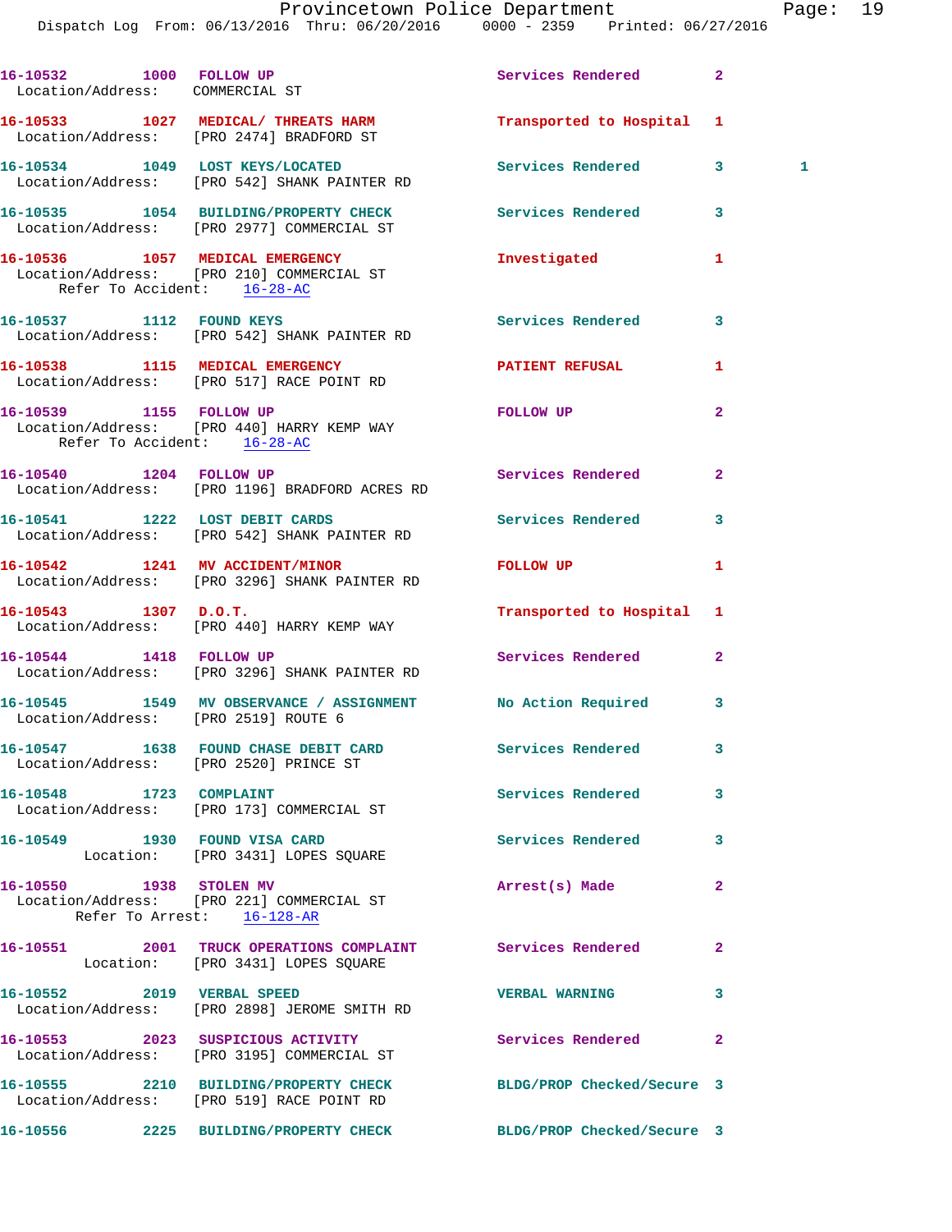16-10532 1000 FOLLOW UP Services Rendered 2
Location/Address: COMMERCIAL ST

16-10533 1027 MEDICAL/ THREATS HARM Transported to Hospital 1
Location/Address: [PRO 2474] BRADFORD ST

16-10534 1049 LOST KEYS/LOCATED Services Rendered 3 1
Location/Address: [PRO 542] SHANK PAINTER RD

16-10535 1054 BUILDING/PROPERTY CHECK Services Rendered 3
Location/Address: [PRO 2977] COMMERCIAL ST

16-10536 1057 MEDICAL EMERGENCY Investigated 1
Location/Address: [PRO 210] COMMERCIAL ST
Refer To Accident: 16-28-AC

16-10537 1112 FOUND KEYS Services Rendered 3
Location/Address: [PRO 542] SHANK PAINTER RD

16-10538 1115 MEDICAL EMERGENCY PATIENT REFUSAL 1
Location/Address: [PRO 517] RACE POINT RD

16-10539 1155 FOLLOW UP FOLLOW UP 2
Location/Address: [PRO 440] HARRY KEMP WAY
Refer To Accident: 16-28-AC

16-10540 1204 FOLLOW UP Services Rendered 2
Location/Address: [PRO 1196] BRADFORD ACRES RD

16-10541 1222 LOST DEBIT CARDS Services Rendered 3
Location/Address: [PRO 542] SHANK PAINTER RD

16-10542 1241 MV ACCIDENT/MINOR FOLLOW UP 1
Location/Address: [PRO 3296] SHANK PAINTER RD

16-10543 1307 D.O.T. Transported to Hospital 1
Location/Address: [PRO 440] HARRY KEMP WAY

16-10544 1418 FOLLOW UP Services Rendered 2
Location/Address: [PRO 3296] SHANK PAINTER RD

16-10545 1549 MV OBSERVANCE / ASSIGNMENT No Action Required 3
Location/Address: [PRO 2519] ROUTE 6

16-10547 1638 FOUND CHASE DEBIT CARD Services Rendered 3
Location/Address: [PRO 2520] PRINCE ST

16-10548 1723 COMPLAINT Services Rendered 3
Location/Address: [PRO 173] COMMERCIAL ST

16-10549 1930 FOUND VISA CARD Services Rendered 3
Location: [PRO 3431] LOPES SQUARE

16-10550 1938 STOLEN MV Arrest(s) Made 2
Location/Address: [PRO 221] COMMERCIAL ST
Refer To Arrest: 16-128-AR

16-10551 2001 TRUCK OPERATIONS COMPLAINT Services Rendered 2
Location: [PRO 3431] LOPES SQUARE

16-10552 2019 VERBAL SPEED VERBAL WARNING 3
Location/Address: [PRO 2898] JEROME SMITH RD

16-10553 2023 SUSPICIOUS ACTIVITY Services Rendered 2
Location/Address: [PRO 3195] COMMERCIAL ST

16-10555 2210 BUILDING/PROPERTY CHECK BLDG/PROP Checked/Secure 3
Location/Address: [PRO 519] RACE POINT RD

16-10556 2225 BUILDING/PROPERTY CHECK BLDG/PROP Checked/Secure 3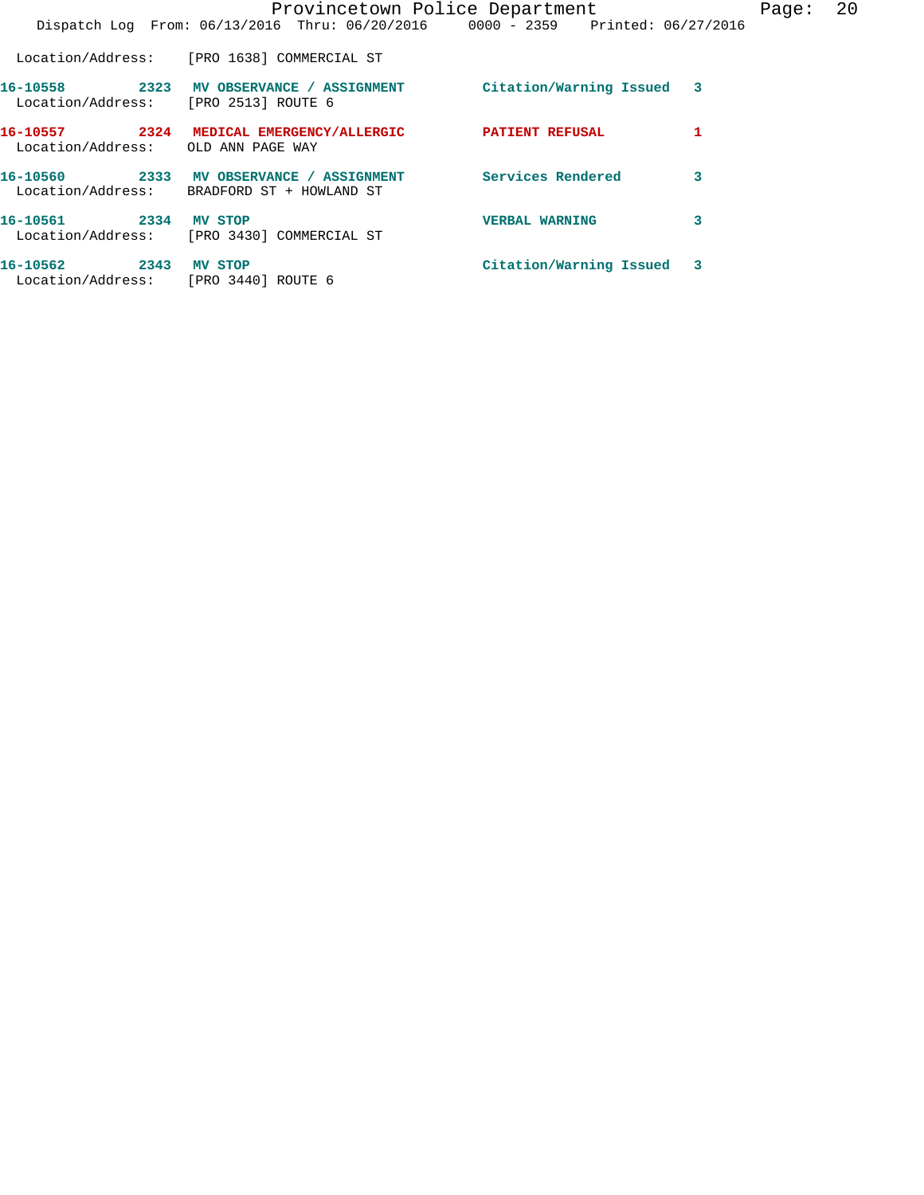Location/Address: [PRO 1638] COMMERCIAL ST

**16-10558 2323 MV OBSERVANCE / ASSIGNMENT Citation/Warning Issued 3**
Location/Address: [PRO 2513] ROUTE 6

**16-10557 2324 MEDICAL EMERGENCY/ALLERGIC PATIENT REFUSAL 1**
Location/Address: OLD ANN PAGE WAY

**16-10560 2333 MV OBSERVANCE / ASSIGNMENT Services Rendered 3**
Location/Address: BRADFORD ST + HOWLAND ST

**16-10561 2334 MV STOP VERBAL WARNING 3**
Location/Address: [PRO 3430] COMMERCIAL ST

**16-10562 2343 MV STOP Citation/Warning Issued 3**
Location/Address: [PRO 3440] ROUTE 6